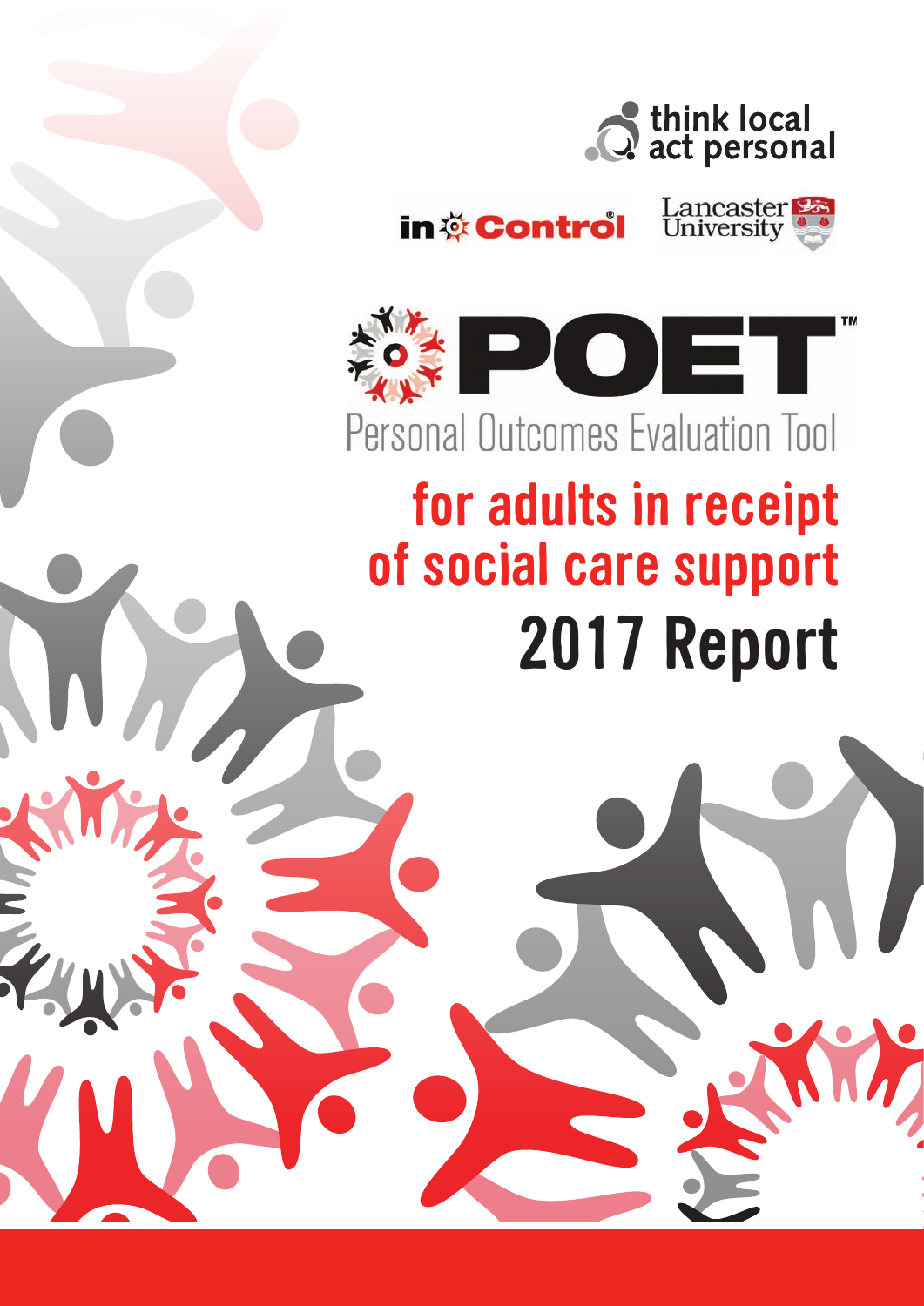think local act personal

in Control

Lancaster University

# POET™

Personal Outcomes Evaluation Tool

## for adults in receipt of social care support

## 2017 Report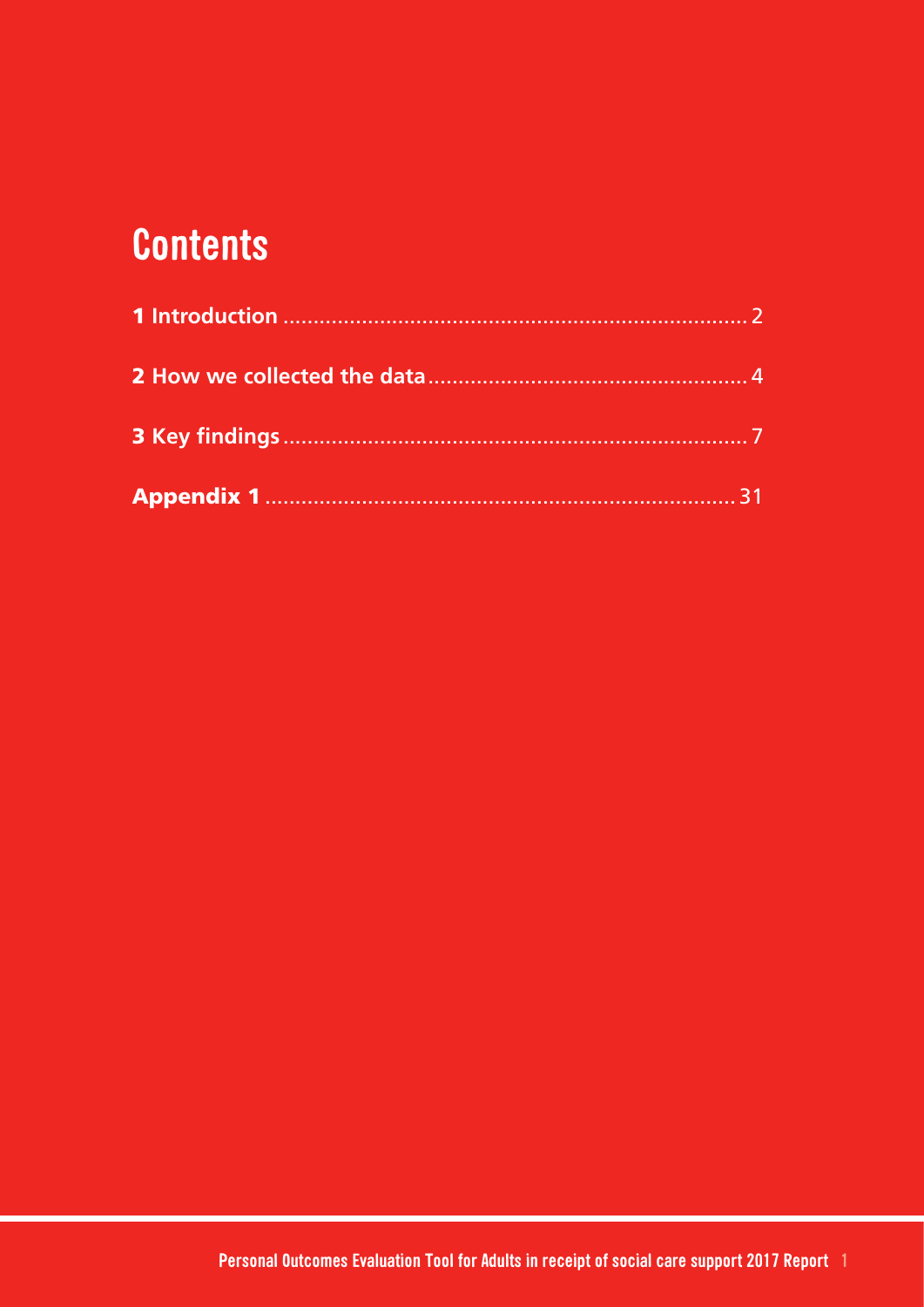# Contents

**1 Introduction** ........................................................................ 2

**2 How we collected the data** .................................................. 4

**3 Key findings** ....................................................................... 7

**Appendix 1** ......................................................................... 31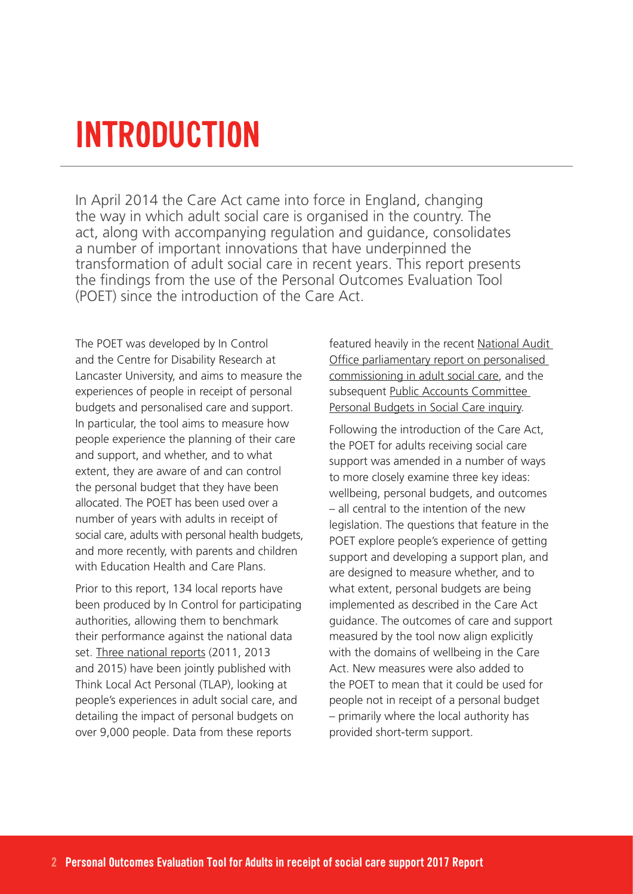# INTRODUCTION

In April 2014 the Care Act came into force in England, changing the way in which adult social care is organised in the country. The act, along with accompanying regulation and guidance, consolidates a number of important innovations that have underpinned the transformation of adult social care in recent years. This report presents the findings from the use of the Personal Outcomes Evaluation Tool (POET) since the introduction of the Care Act.

The POET was developed by In Control and the Centre for Disability Research at Lancaster University, and aims to measure the experiences of people in receipt of personal budgets and personalised care and support. In particular, the tool aims to measure how people experience the planning of their care and support, and whether, and to what extent, they are aware of and can control the personal budget that they have been allocated. The POET has been used over a number of years with adults in receipt of social care, adults with personal health budgets, and more recently, with parents and children with Education Health and Care Plans.

Prior to this report, 134 local reports have been produced by In Control for participating authorities, allowing them to benchmark their performance against the national data set. Three national reports (2011, 2013 and 2015) have been jointly published with Think Local Act Personal (TLAP), looking at people's experiences in adult social care, and detailing the impact of personal budgets on over 9,000 people. Data from these reports featured heavily in the recent National Audit Office parliamentary report on personalised commissioning in adult social care, and the subsequent Public Accounts Committee Personal Budgets in Social Care inquiry.

Following the introduction of the Care Act, the POET for adults receiving social care support was amended in a number of ways to more closely examine three key ideas: wellbeing, personal budgets, and outcomes – all central to the intention of the new legislation. The questions that feature in the POET explore people's experience of getting support and developing a support plan, and are designed to measure whether, and to what extent, personal budgets are being implemented as described in the Care Act guidance. The outcomes of care and support measured by the tool now align explicitly with the domains of wellbeing in the Care Act. New measures were also added to the POET to mean that it could be used for people not in receipt of a personal budget – primarily where the local authority has provided short-term support.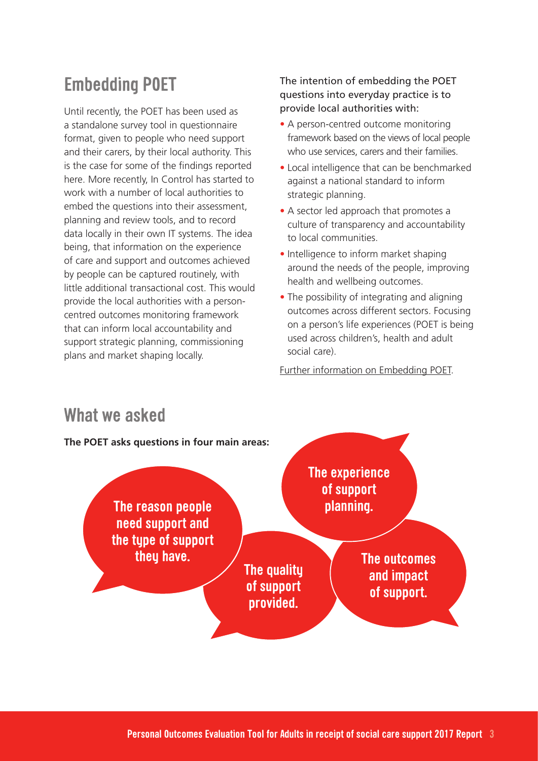## Embedding POET

Until recently, the POET has been used as a standalone survey tool in questionnaire format, given to people who need support and their carers, by their local authority. This is the case for some of the findings reported here. More recently, In Control has started to work with a number of local authorities to embed the questions into their assessment, planning and review tools, and to record data locally in their own IT systems. The idea being, that information on the experience of care and support and outcomes achieved by people can be captured routinely, with little additional transactional cost. This would provide the local authorities with a person-centred outcomes monitoring framework that can inform local accountability and support strategic planning, commissioning plans and market shaping locally.

The intention of embedding the POET questions into everyday practice is to provide local authorities with:

- A person-centred outcome monitoring framework based on the views of local people who use services, carers and their families.
- Local intelligence that can be benchmarked against a national standard to inform strategic planning.
- A sector led approach that promotes a culture of transparency and accountability to local communities.
- Intelligence to inform market shaping around the needs of the people, improving health and wellbeing outcomes.
- The possibility of integrating and aligning outcomes across different sectors. Focusing on a person's life experiences (POET is being used across children's, health and adult social care).

Further information on Embedding POET.

## What we asked

**The POET asks questions in four main areas:**

The reason people need support and the type of support they have.

The experience of support planning.

The quality of support provided.

The outcomes and impact of support.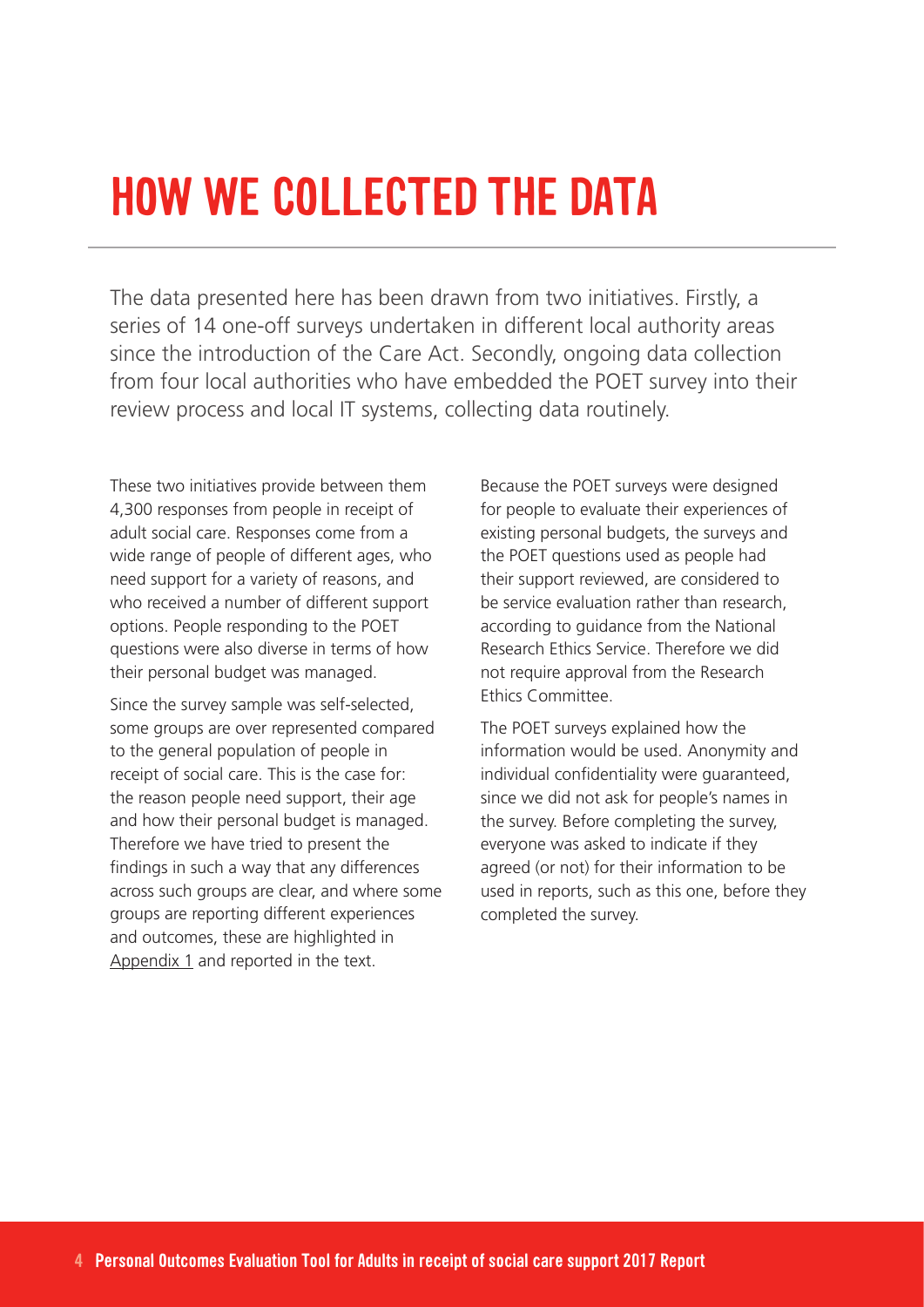# HOW WE COLLECTED THE DATA

The data presented here has been drawn from two initiatives. Firstly, a series of 14 one-off surveys undertaken in different local authority areas since the introduction of the Care Act. Secondly, ongoing data collection from four local authorities who have embedded the POET survey into their review process and local IT systems, collecting data routinely.

These two initiatives provide between them 4,300 responses from people in receipt of adult social care. Responses come from a wide range of people of different ages, who need support for a variety of reasons, and who received a number of different support options. People responding to the POET questions were also diverse in terms of how their personal budget was managed.

Since the survey sample was self-selected, some groups are over represented compared to the general population of people in receipt of social care. This is the case for: the reason people need support, their age and how their personal budget is managed. Therefore we have tried to present the findings in such a way that any differences across such groups are clear, and where some groups are reporting different experiences and outcomes, these are highlighted in Appendix 1 and reported in the text.

Because the POET surveys were designed for people to evaluate their experiences of existing personal budgets, the surveys and the POET questions used as people had their support reviewed, are considered to be service evaluation rather than research, according to guidance from the National Research Ethics Service. Therefore we did not require approval from the Research Ethics Committee.

The POET surveys explained how the information would be used. Anonymity and individual confidentiality were guaranteed, since we did not ask for people's names in the survey. Before completing the survey, everyone was asked to indicate if they agreed (or not) for their information to be used in reports, such as this one, before they completed the survey.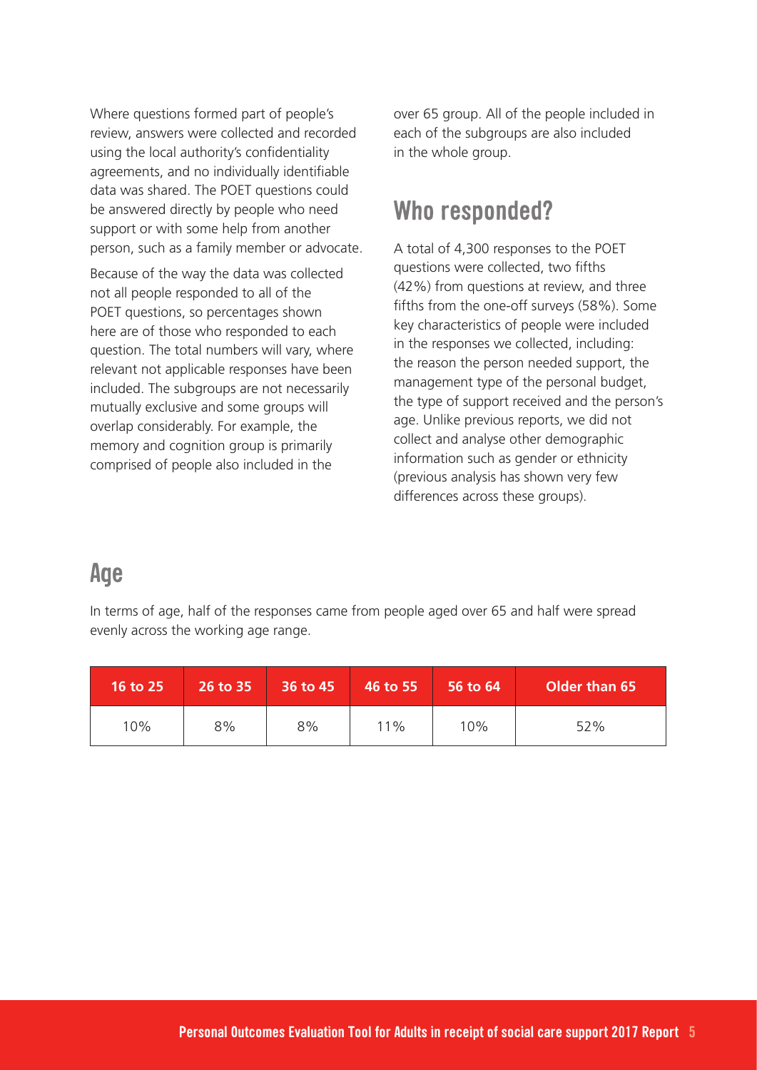Where questions formed part of people's review, answers were collected and recorded using the local authority's confidentiality agreements, and no individually identifiable data was shared. The POET questions could be answered directly by people who need support or with some help from another person, such as a family member or advocate.

Because of the way the data was collected not all people responded to all of the POET questions, so percentages shown here are of those who responded to each question. The total numbers will vary, where relevant not applicable responses have been included. The subgroups are not necessarily mutually exclusive and some groups will overlap considerably. For example, the memory and cognition group is primarily comprised of people also included in the over 65 group. All of the people included in each of the subgroups are also included in the whole group.

## Who responded?

A total of 4,300 responses to the POET questions were collected, two fifths (42%) from questions at review, and three fifths from the one-off surveys (58%). Some key characteristics of people were included in the responses we collected, including: the reason the person needed support, the management type of the personal budget, the type of support received and the person's age. Unlike previous reports, we did not collect and analyse other demographic information such as gender or ethnicity (previous analysis has shown very few differences across these groups).

## Age

In terms of age, half of the responses came from people aged over 65 and half were spread evenly across the working age range.

| 16 to 25 | 26 to 35 | 36 to 45 | 46 to 55 | 56 to 64 | Older than 65 |
|---|---|---|---|---|---|
| 10% | 8% | 8% | 11% | 10% | 52% |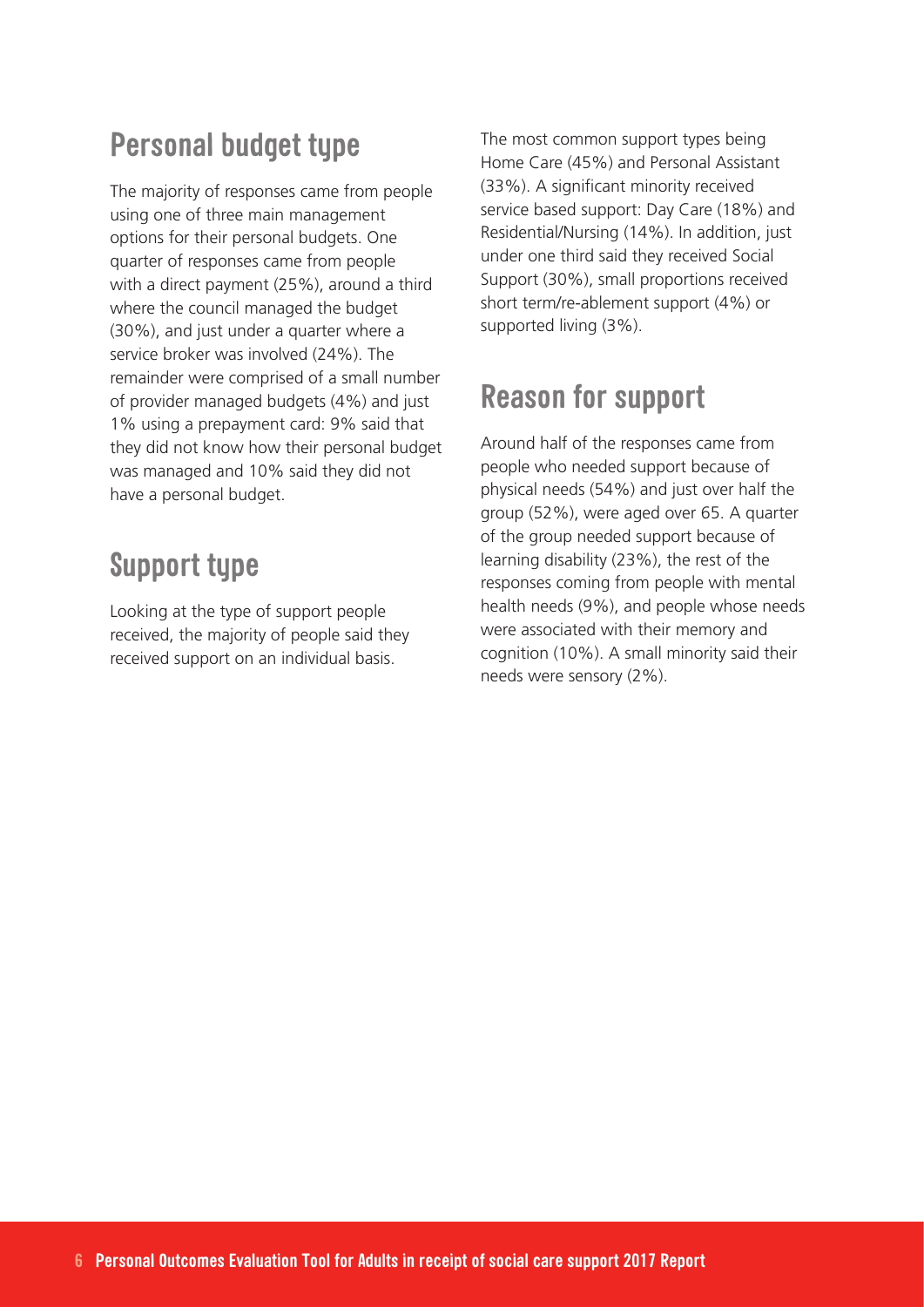## Personal budget type

The majority of responses came from people using one of three main management options for their personal budgets. One quarter of responses came from people with a direct payment (25%), around a third where the council managed the budget (30%), and just under a quarter where a service broker was involved (24%). The remainder were comprised of a small number of provider managed budgets (4%) and just 1% using a prepayment card: 9% said that they did not know how their personal budget was managed and 10% said they did not have a personal budget.

## Support type

Looking at the type of support people received, the majority of people said they received support on an individual basis.

The most common support types being Home Care (45%) and Personal Assistant (33%). A significant minority received service based support: Day Care (18%) and Residential/Nursing (14%). In addition, just under one third said they received Social Support (30%), small proportions received short term/re-ablement support (4%) or supported living (3%).

## Reason for support

Around half of the responses came from people who needed support because of physical needs (54%) and just over half the group (52%), were aged over 65. A quarter of the group needed support because of learning disability (23%), the rest of the responses coming from people with mental health needs (9%), and people whose needs were associated with their memory and cognition (10%). A small minority said their needs were sensory (2%).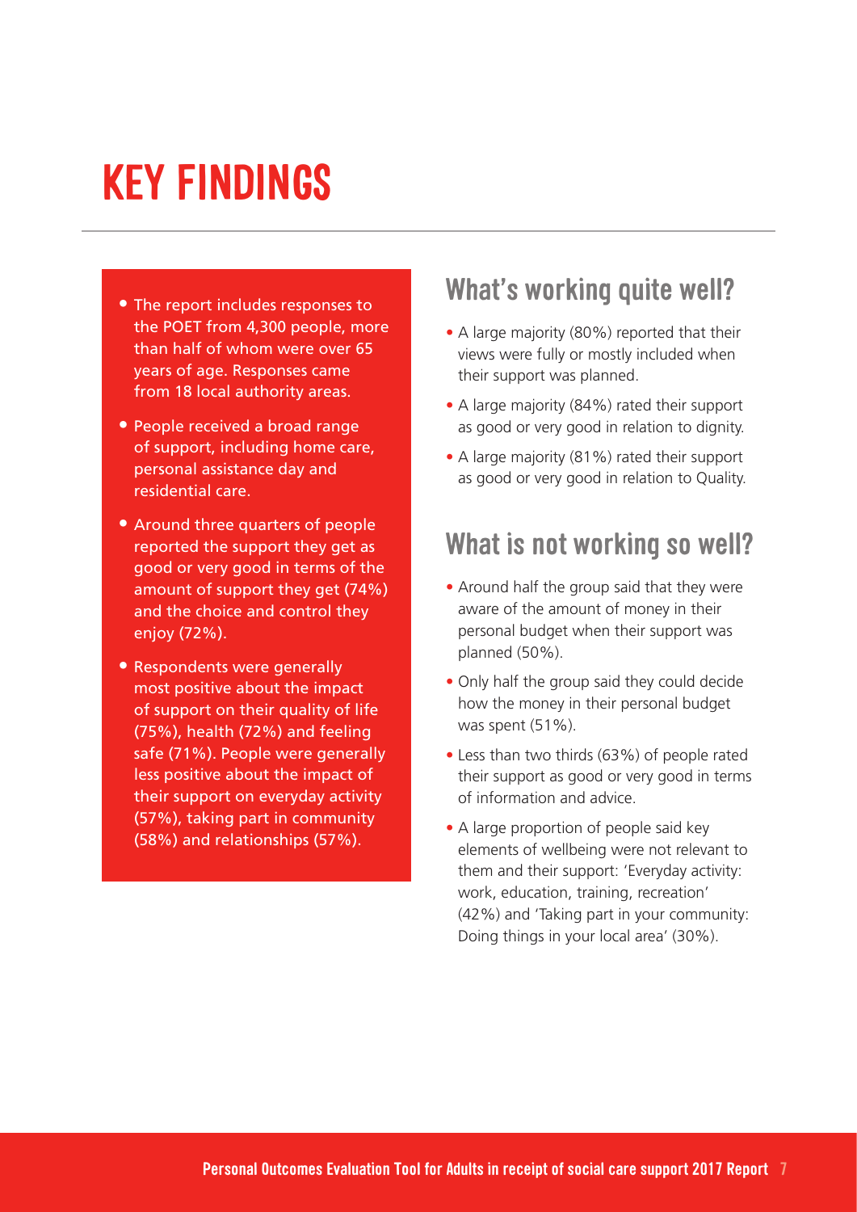# KEY FINDINGS

- The report includes responses to the POET from 4,300 people, more than half of whom were over 65 years of age. Responses came from 18 local authority areas.
- People received a broad range of support, including home care, personal assistance day and residential care.
- Around three quarters of people reported the support they get as good or very good in terms of the amount of support they get (74%) and the choice and control they enjoy (72%).
- Respondents were generally most positive about the impact of support on their quality of life (75%), health (72%) and feeling safe (71%). People were generally less positive about the impact of their support on everyday activity (57%), taking part in community (58%) and relationships (57%).

## What's working quite well?

- A large majority (80%) reported that their views were fully or mostly included when their support was planned.
- A large majority (84%) rated their support as good or very good in relation to dignity.
- A large majority (81%) rated their support as good or very good in relation to Quality.

## What is not working so well?

- Around half the group said that they were aware of the amount of money in their personal budget when their support was planned (50%).
- Only half the group said they could decide how the money in their personal budget was spent (51%).
- Less than two thirds (63%) of people rated their support as good or very good in terms of information and advice.
- A large proportion of people said key elements of wellbeing were not relevant to them and their support: 'Everyday activity: work, education, training, recreation' (42%) and 'Taking part in your community: Doing things in your local area' (30%).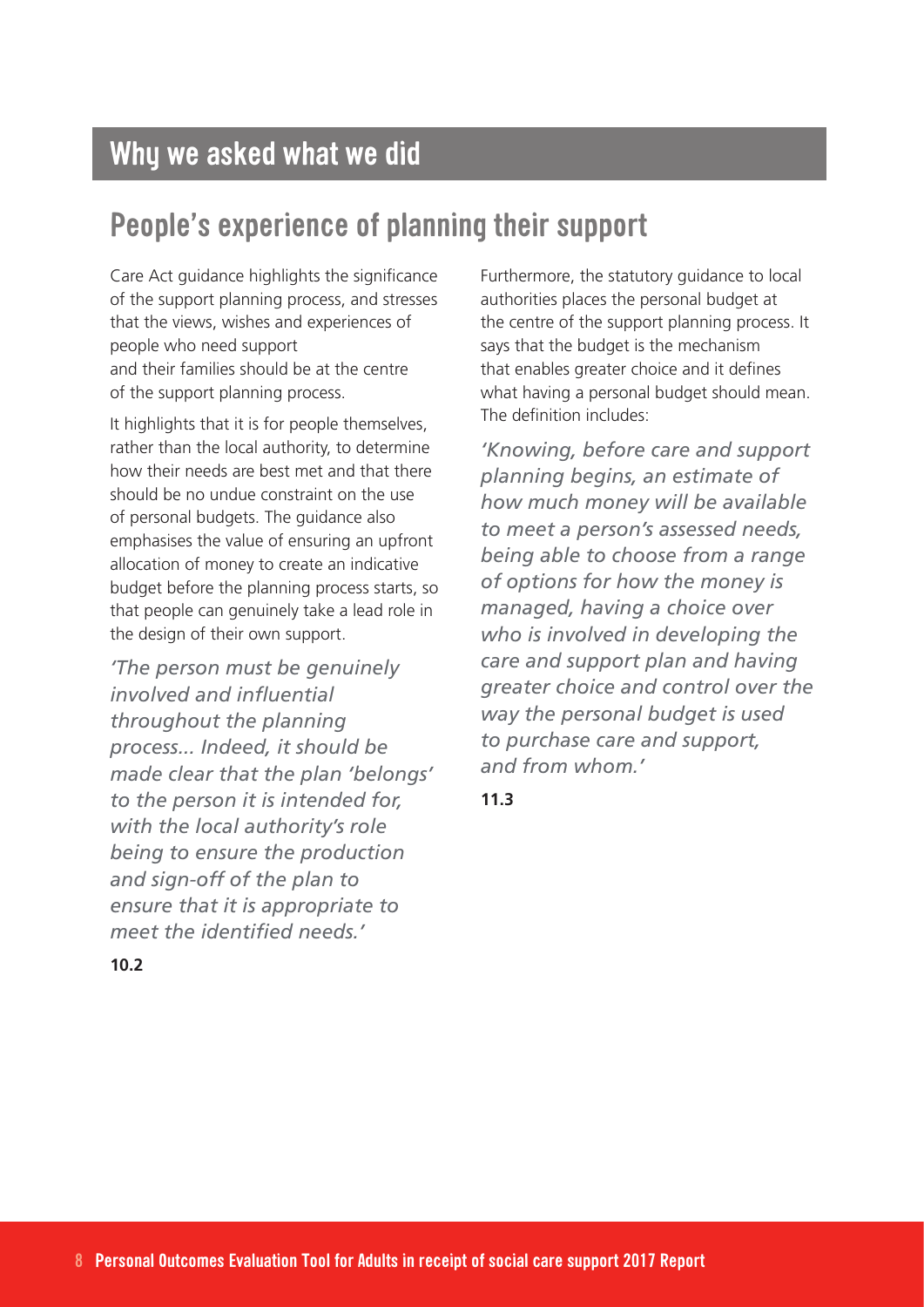## Why we asked what we did

# People's experience of planning their support

Care Act guidance highlights the significance of the support planning process, and stresses that the views, wishes and experiences of people who need support and their families should be at the centre of the support planning process.

It highlights that it is for people themselves, rather than the local authority, to determine how their needs are best met and that there should be no undue constraint on the use of personal budgets. The guidance also emphasises the value of ensuring an upfront allocation of money to create an indicative budget before the planning process starts, so that people can genuinely take a lead role in the design of their own support.

*'The person must be genuinely involved and influential throughout the planning process... Indeed, it should be made clear that the plan 'belongs' to the person it is intended for, with the local authority's role being to ensure the production and sign-off of the plan to ensure that it is appropriate to meet the identified needs.'*

**10.2**

Furthermore, the statutory guidance to local authorities places the personal budget at the centre of the support planning process. It says that the budget is the mechanism that enables greater choice and it defines what having a personal budget should mean. The definition includes:

*'Knowing, before care and support planning begins, an estimate of how much money will be available to meet a person's assessed needs, being able to choose from a range of options for how the money is managed, having a choice over who is involved in developing the care and support plan and having greater choice and control over the way the personal budget is used to purchase care and support, and from whom.'*

**11.3**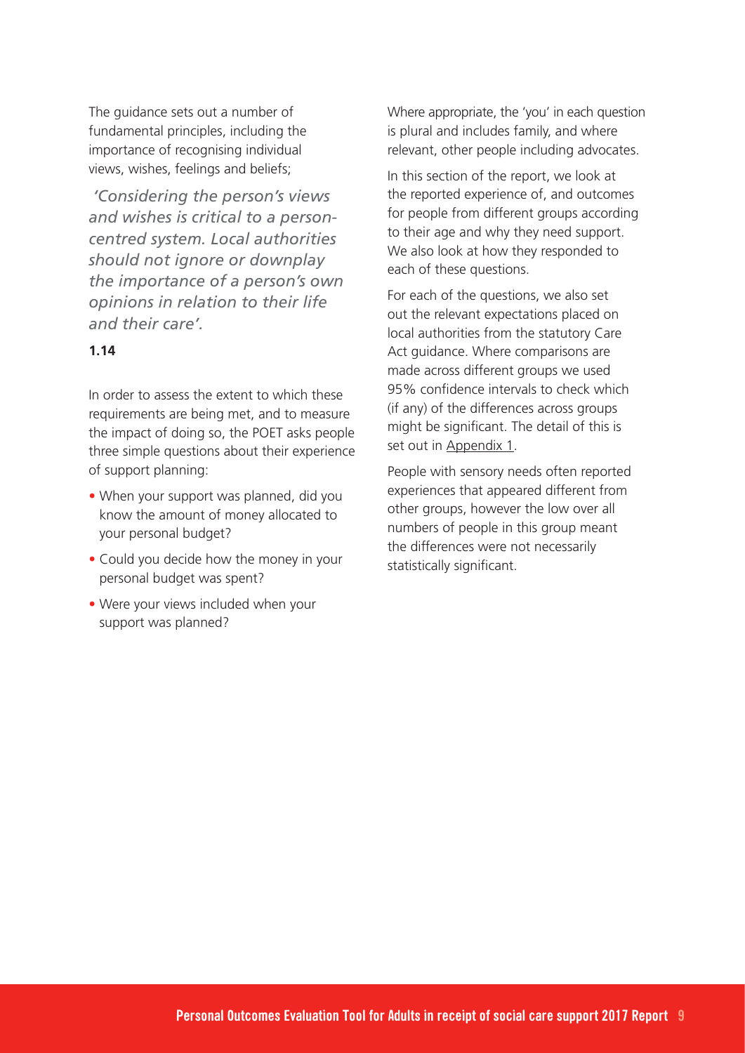The guidance sets out a number of fundamental principles, including the importance of recognising individual views, wishes, feelings and beliefs;

*'Considering the person's views and wishes is critical to a person-centred system. Local authorities should not ignore or downplay the importance of a person's own opinions in relation to their life and their care'.*

**1.14**

In order to assess the extent to which these requirements are being met, and to measure the impact of doing so, the POET asks people three simple questions about their experience of support planning:

- When your support was planned, did you know the amount of money allocated to your personal budget?
- Could you decide how the money in your personal budget was spent?
- Were your views included when your support was planned?

Where appropriate, the 'you' in each question is plural and includes family, and where relevant, other people including advocates.

In this section of the report, we look at the reported experience of, and outcomes for people from different groups according to their age and why they need support. We also look at how they responded to each of these questions.

For each of the questions, we also set out the relevant expectations placed on local authorities from the statutory Care Act guidance. Where comparisons are made across different groups we used 95% confidence intervals to check which (if any) of the differences across groups might be significant. The detail of this is set out in Appendix 1.

People with sensory needs often reported experiences that appeared different from other groups, however the low over all numbers of people in this group meant the differences were not necessarily statistically significant.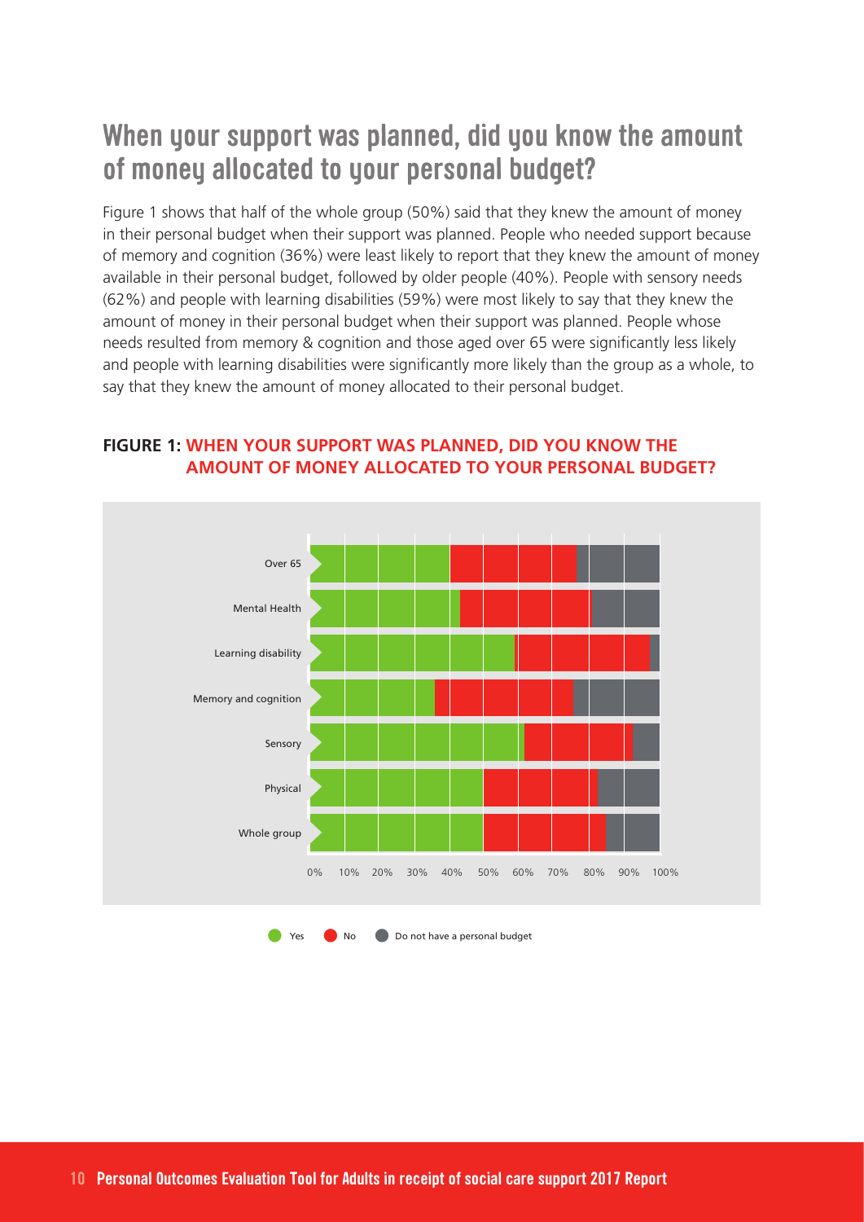## When your support was planned, did you know the amount of money allocated to your personal budget?

Figure 1 shows that half of the whole group (50%) said that they knew the amount of money in their personal budget when their support was planned. People who needed support because of memory and cognition (36%) were least likely to report that they knew the amount of money available in their personal budget, followed by older people (40%). People with sensory needs (62%) and people with learning disabilities (59%) were most likely to say that they knew the amount of money in their personal budget when their support was planned. People whose needs resulted from memory & cognition and those aged over 65 were significantly less likely and people with learning disabilities were significantly more likely than the group as a whole, to say that they knew the amount of money allocated to their personal budget.

**FIGURE 1: WHEN YOUR SUPPORT WAS PLANNED, DID YOU KNOW THE AMOUNT OF MONEY ALLOCATED TO YOUR PERSONAL BUDGET?**

Over 65
Mental Health
Learning disability
Memory and cognition
Sensory
Physical
Whole group

0% 10% 20% 30% 40% 50% 60% 70% 80% 90% 100%

Yes No Do not have a personal budget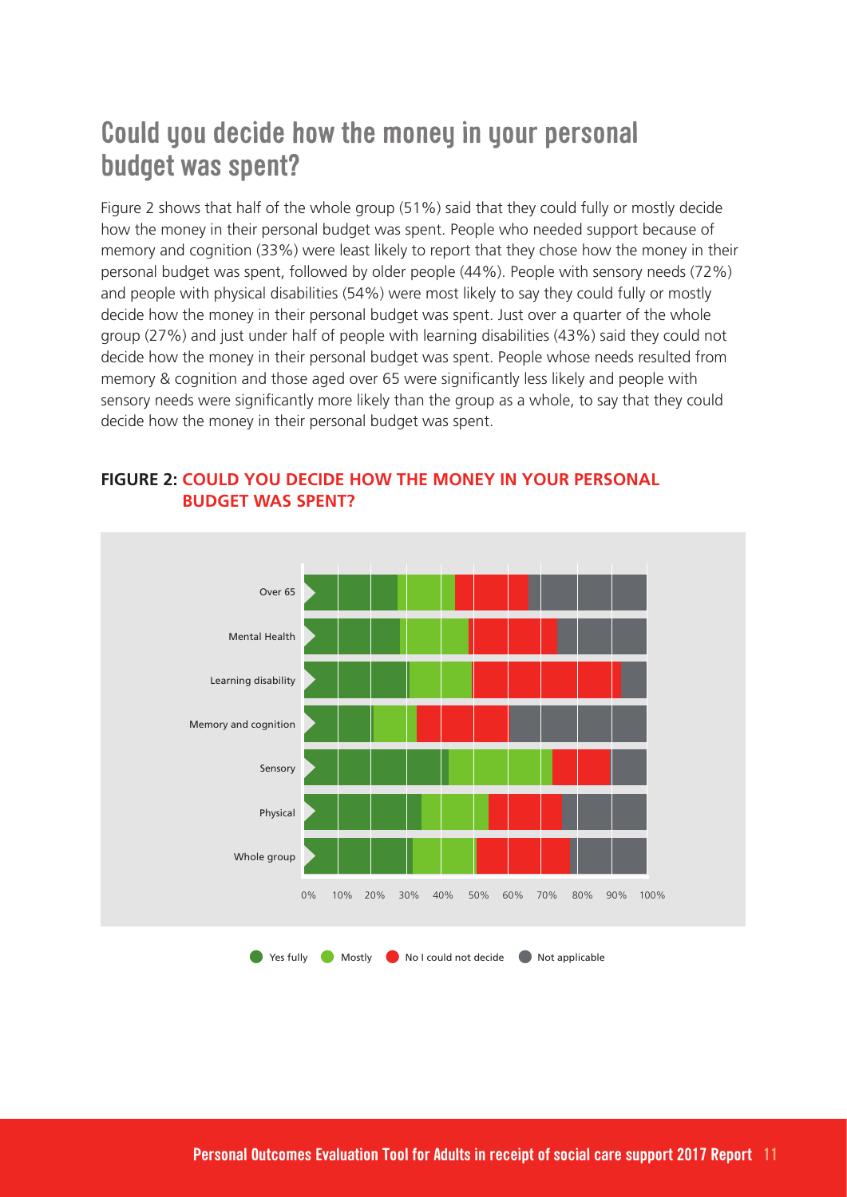## Could you decide how the money in your personal budget was spent?

Figure 2 shows that half of the whole group (51%) said that they could fully or mostly decide how the money in their personal budget was spent. People who needed support because of memory and cognition (33%) were least likely to report that they chose how the money in their personal budget was spent, followed by older people (44%). People with sensory needs (72%) and people with physical disabilities (54%) were most likely to say they could fully or mostly decide how the money in their personal budget was spent. Just over a quarter of the whole group (27%) and just under half of people with learning disabilities (43%) said they could not decide how the money in their personal budget was spent. People whose needs resulted from memory & cognition and those aged over 65 were significantly less likely and people with sensory needs were significantly more likely than the group as a whole, to say that they could decide how the money in their personal budget was spent.

**FIGURE 2: COULD YOU DECIDE HOW THE MONEY IN YOUR PERSONAL BUDGET WAS SPENT?**

Over 65
Mental Health
Learning disability
Memory and cognition
Sensory
Physical
Whole group

0% 10% 20% 30% 40% 50% 60% 70% 80% 90% 100%

Yes fully · Mostly · No I could not decide · Not applicable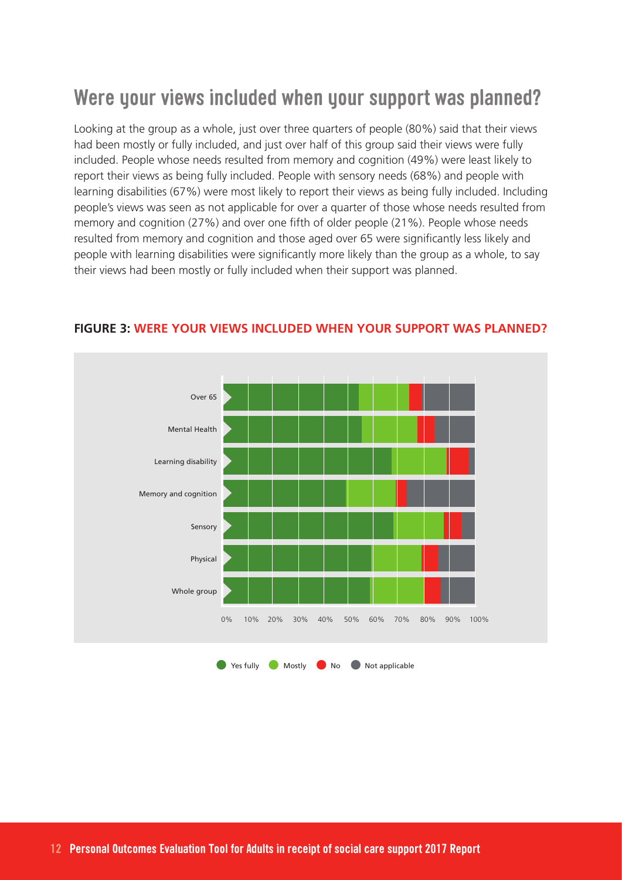## Were your views included when your support was planned?

Looking at the group as a whole, just over three quarters of people (80%) said that their views had been mostly or fully included, and just over half of this group said their views were fully included. People whose needs resulted from memory and cognition (49%) were least likely to report their views as being fully included. People with sensory needs (68%) and people with learning disabilities (67%) were most likely to report their views as being fully included. Including people's views was seen as not applicable for over a quarter of those whose needs resulted from memory and cognition (27%) and over one fifth of older people (21%). People whose needs resulted from memory and cognition and those aged over 65 were significantly less likely and people with learning disabilities were significantly more likely than the group as a whole, to say their views had been mostly or fully included when their support was planned.

**FIGURE 3: WERE YOUR VIEWS INCLUDED WHEN YOUR SUPPORT WAS PLANNED?**

Over 65
Mental Health
Learning disability
Memory and cognition
Sensory
Physical
Whole group

0% 10% 20% 30% 40% 50% 60% 70% 80% 90% 100%

Yes fully · Mostly · No · Not applicable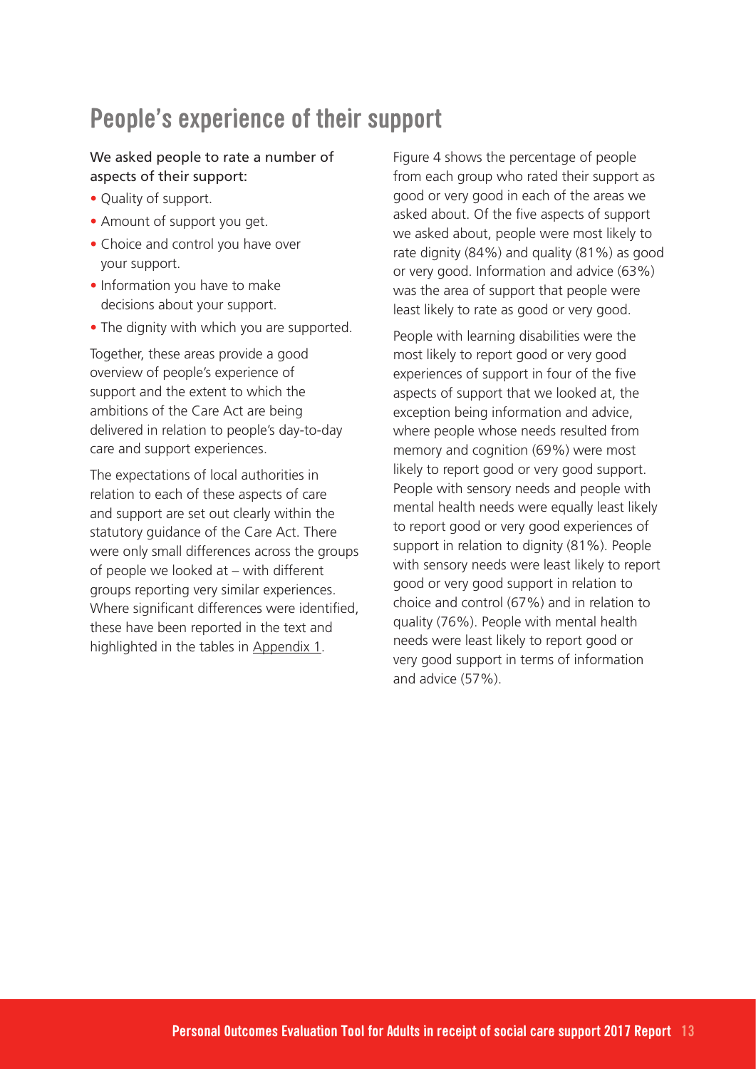## People's experience of their support

We asked people to rate a number of aspects of their support:

- Quality of support.
- Amount of support you get.
- Choice and control you have over your support.
- Information you have to make decisions about your support.
- The dignity with which you are supported.

Together, these areas provide a good overview of people's experience of support and the extent to which the ambitions of the Care Act are being delivered in relation to people's day-to-day care and support experiences.

The expectations of local authorities in relation to each of these aspects of care and support are set out clearly within the statutory guidance of the Care Act. There were only small differences across the groups of people we looked at – with different groups reporting very similar experiences. Where significant differences were identified, these have been reported in the text and highlighted in the tables in Appendix 1.

Figure 4 shows the percentage of people from each group who rated their support as good or very good in each of the areas we asked about. Of the five aspects of support we asked about, people were most likely to rate dignity (84%) and quality (81%) as good or very good. Information and advice (63%) was the area of support that people were least likely to rate as good or very good.

People with learning disabilities were the most likely to report good or very good experiences of support in four of the five aspects of support that we looked at, the exception being information and advice, where people whose needs resulted from memory and cognition (69%) were most likely to report good or very good support. People with sensory needs and people with mental health needs were equally least likely to report good or very good experiences of support in relation to dignity (81%). People with sensory needs were least likely to report good or very good support in relation to choice and control (67%) and in relation to quality (76%). People with mental health needs were least likely to report good or very good support in terms of information and advice (57%).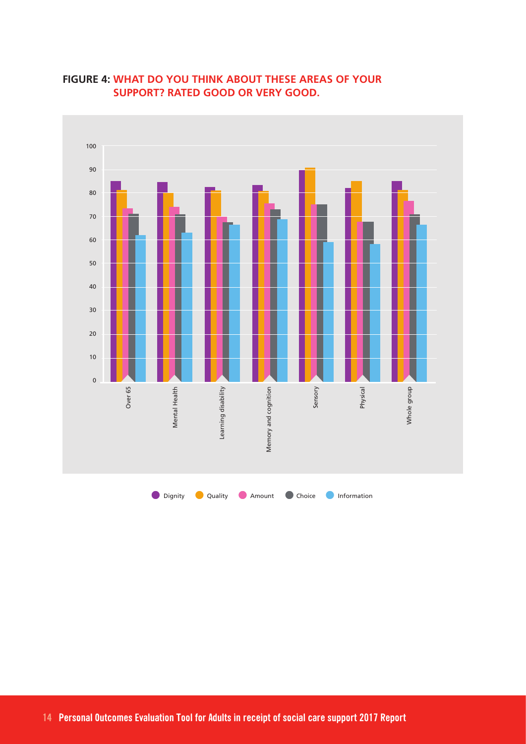**FIGURE 4: WHAT DO YOU THINK ABOUT THESE AREAS OF YOUR SUPPORT? RATED GOOD OR VERY GOOD.**

100
90
80
70
60
50
40
30
20
10
0

Over 65
Mental Health
Learning disability
Memory and cognition
Sensory
Physical
Whole group

Dignity
Quality
Amount
Choice
Information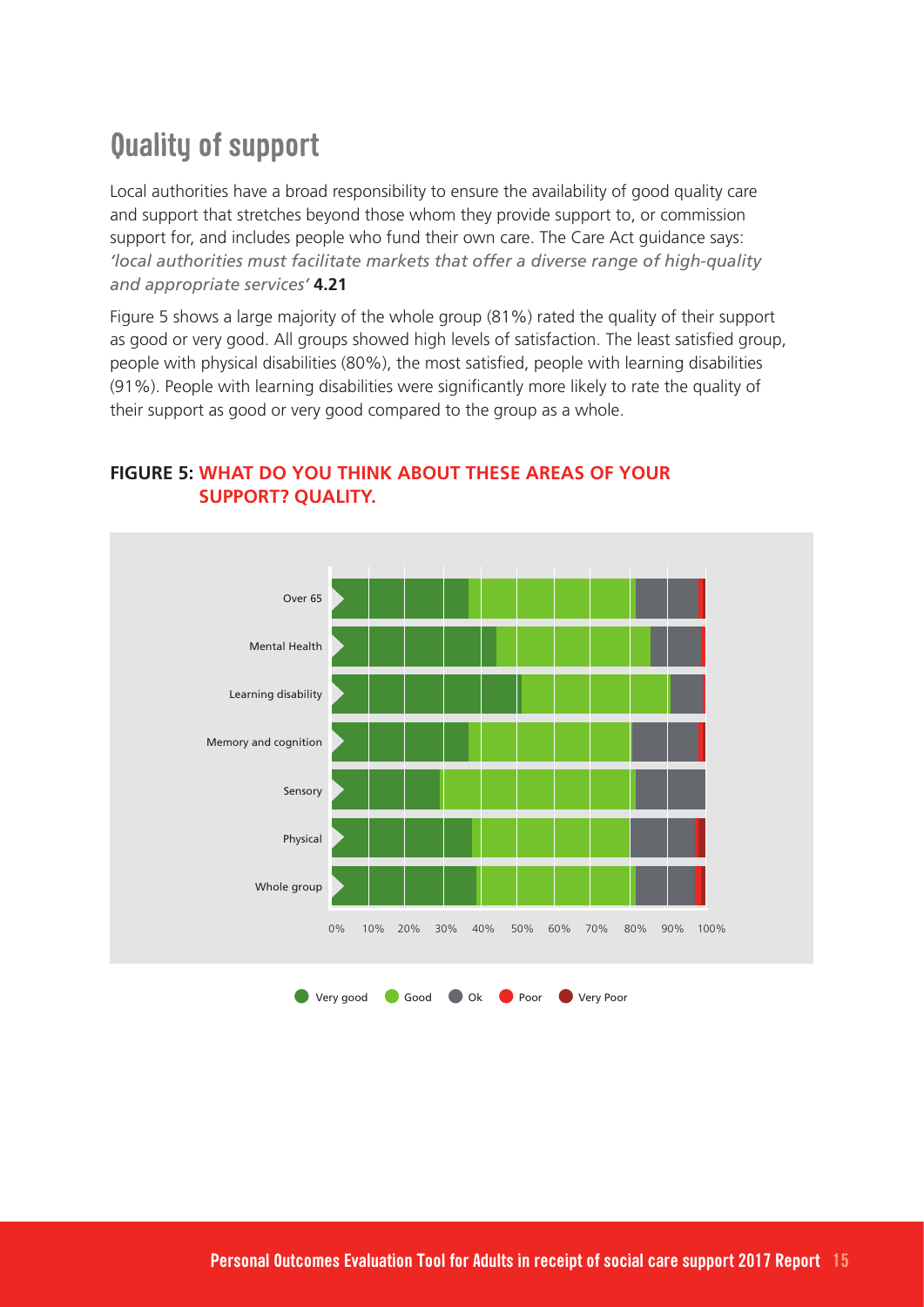# Quality of support

Local authorities have a broad responsibility to ensure the availability of good quality care and support that stretches beyond those whom they provide support to, or commission support for, and includes people who fund their own care. The Care Act guidance says: *'local authorities must facilitate markets that offer a diverse range of high-quality and appropriate services'* **4.21**

Figure 5 shows a large majority of the whole group (81%) rated the quality of their support as good or very good. All groups showed high levels of satisfaction. The least satisfied group, people with physical disabilities (80%), the most satisfied, people with learning disabilities (91%). People with learning disabilities were significantly more likely to rate the quality of their support as good or very good compared to the group as a whole.

**FIGURE 5: WHAT DO YOU THINK ABOUT THESE AREAS OF YOUR SUPPORT? QUALITY.**

Over 65
Mental Health
Learning disability
Memory and cognition
Sensory
Physical
Whole group

0% 10% 20% 30% 40% 50% 60% 70% 80% 90% 100%

Very good Good Ok Poor Very Poor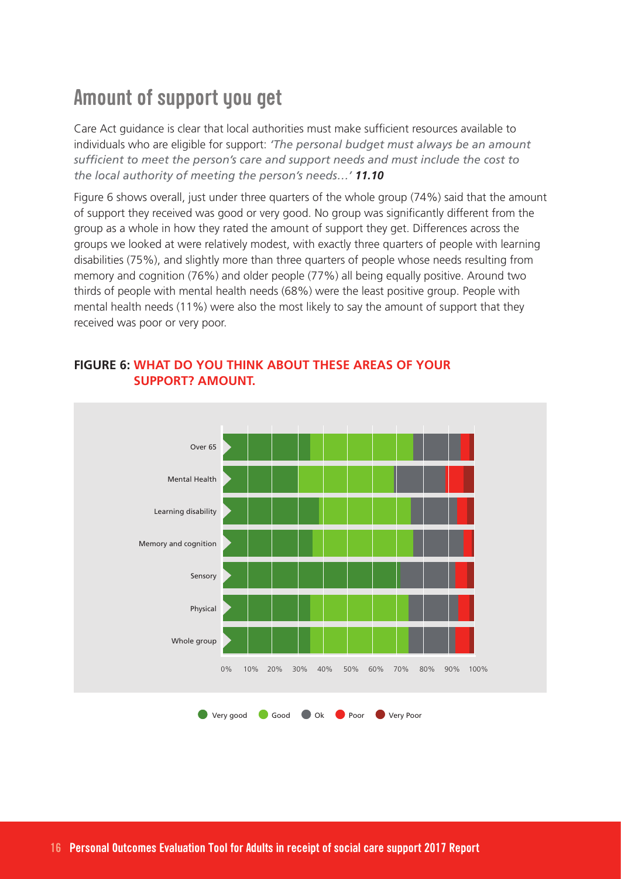## Amount of support you get

Care Act guidance is clear that local authorities must make sufficient resources available to individuals who are eligible for support: *'The personal budget must always be an amount sufficient to meet the person's care and support needs and must include the cost to the local authority of meeting the person's needs…'* ***11.10***

Figure 6 shows overall, just under three quarters of the whole group (74%) said that the amount of support they received was good or very good. No group was significantly different from the group as a whole in how they rated the amount of support they get. Differences across the groups we looked at were relatively modest, with exactly three quarters of people with learning disabilities (75%), and slightly more than three quarters of people whose needs resulting from memory and cognition (76%) and older people (77%) all being equally positive. Around two thirds of people with mental health needs (68%) were the least positive group. People with mental health needs (11%) were also the most likely to say the amount of support that they received was poor or very poor.

**FIGURE 6: WHAT DO YOU THINK ABOUT THESE AREAS OF YOUR SUPPORT? AMOUNT.**

Over 65
Mental Health
Learning disability
Memory and cognition
Sensory
Physical
Whole group

0% 10% 20% 30% 40% 50% 60% 70% 80% 90% 100%

Very good Good Ok Poor Very Poor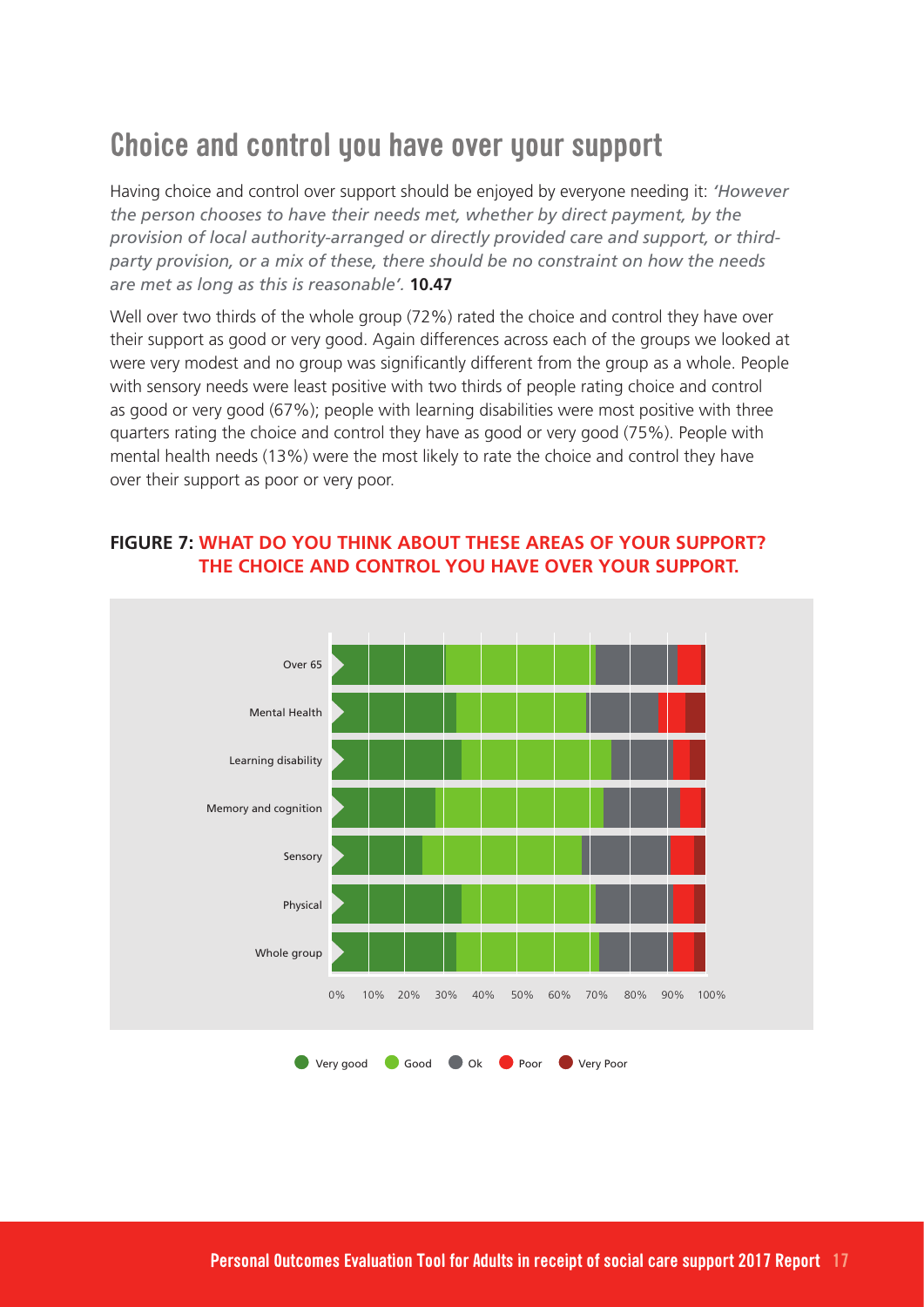# Choice and control you have over your support

Having choice and control over support should be enjoyed by everyone needing it: *'However the person chooses to have their needs met, whether by direct payment, by the provision of local authority-arranged or directly provided care and support, or third-party provision, or a mix of these, there should be no constraint on how the needs are met as long as this is reasonable'.* **10.47**

Well over two thirds of the whole group (72%) rated the choice and control they have over their support as good or very good. Again differences across each of the groups we looked at were very modest and no group was significantly different from the group as a whole. People with sensory needs were least positive with two thirds of people rating choice and control as good or very good (67%); people with learning disabilities were most positive with three quarters rating the choice and control they have as good or very good (75%). People with mental health needs (13%) were the most likely to rate the choice and control they have over their support as poor or very poor.

**FIGURE 7: WHAT DO YOU THINK ABOUT THESE AREAS OF YOUR SUPPORT? THE CHOICE AND CONTROL YOU HAVE OVER YOUR SUPPORT.**

Over 65
Mental Health
Learning disability
Memory and cognition
Sensory
Physical
Whole group

0% 10% 20% 30% 40% 50% 60% 70% 80% 90% 100%

Very good · Good · Ok · Poor · Very Poor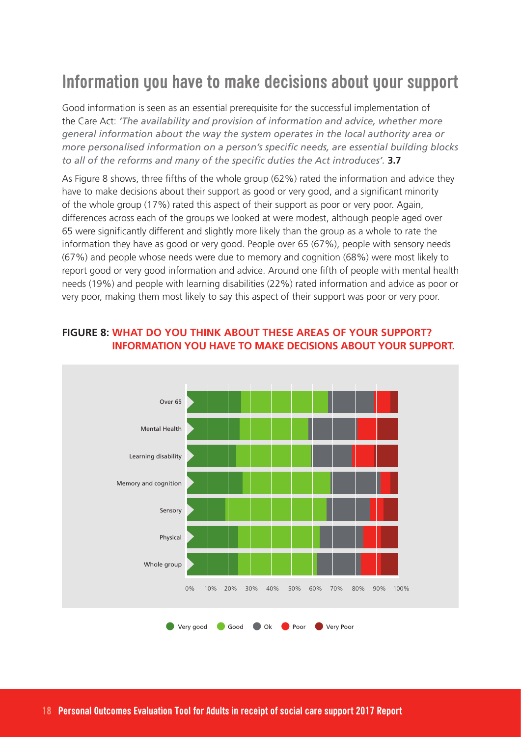## Information you have to make decisions about your support

Good information is seen as an essential prerequisite for the successful implementation of the Care Act: *'The availability and provision of information and advice, whether more general information about the way the system operates in the local authority area or more personalised information on a person's specific needs, are essential building blocks to all of the reforms and many of the specific duties the Act introduces'.* **3.7**

As Figure 8 shows, three fifths of the whole group (62%) rated the information and advice they have to make decisions about their support as good or very good, and a significant minority of the whole group (17%) rated this aspect of their support as poor or very poor. Again, differences across each of the groups we looked at were modest, although people aged over 65 were significantly different and slightly more likely than the group as a whole to rate the information they have as good or very good. People over 65 (67%), people with sensory needs (67%) and people whose needs were due to memory and cognition (68%) were most likely to report good or very good information and advice. Around one fifth of people with mental health needs (19%) and people with learning disabilities (22%) rated information and advice as poor or very poor, making them most likely to say this aspect of their support was poor or very poor.

**FIGURE 8: WHAT DO YOU THINK ABOUT THESE AREAS OF YOUR SUPPORT? INFORMATION YOU HAVE TO MAKE DECISIONS ABOUT YOUR SUPPORT.**

Over 65
Mental Health
Learning disability
Memory and cognition
Sensory
Physical
Whole group

0% 10% 20% 30% 40% 50% 60% 70% 80% 90% 100%

Very good · Good · Ok · Poor · Very Poor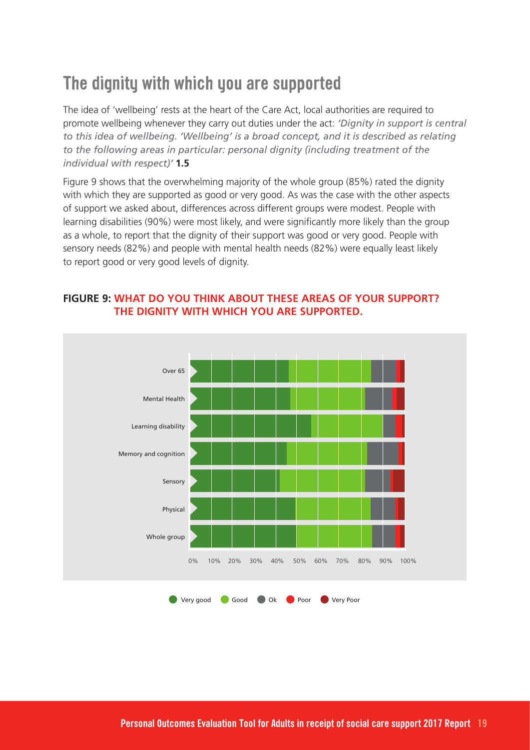## The dignity with which you are supported

The idea of 'wellbeing' rests at the heart of the Care Act, local authorities are required to promote wellbeing whenever they carry out duties under the act: *'Dignity in support is central to this idea of wellbeing. 'Wellbeing' is a broad concept, and it is described as relating to the following areas in particular: personal dignity (including treatment of the individual with respect)'* **1.5**

Figure 9 shows that the overwhelming majority of the whole group (85%) rated the dignity with which they are supported as good or very good. As was the case with the other aspects of support we asked about, differences across different groups were modest. People with learning disabilities (90%) were most likely, and were significantly more likely than the group as a whole, to report that the dignity of their support was good or very good. People with sensory needs (82%) and people with mental health needs (82%) were equally least likely to report good or very good levels of dignity.

**FIGURE 9: WHAT DO YOU THINK ABOUT THESE AREAS OF YOUR SUPPORT? THE DIGNITY WITH WHICH YOU ARE SUPPORTED.**

Over 65
Mental Health
Learning disability
Memory and cognition
Sensory
Physical
Whole group

0% 10% 20% 30% 40% 50% 60% 70% 80% 90% 100%

Very good   Good   Ok   Poor   Very Poor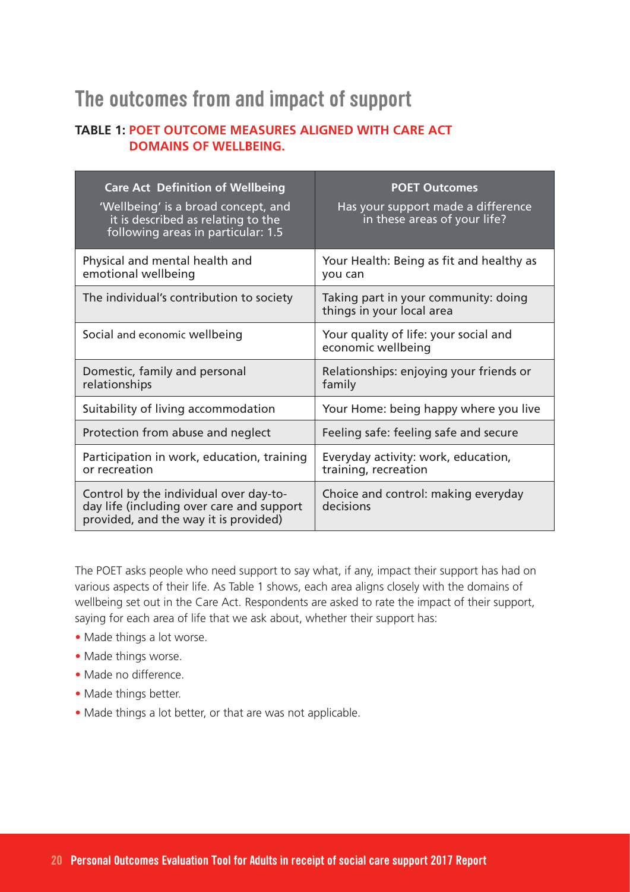# The outcomes from and impact of support

**TABLE 1: POET OUTCOME MEASURES ALIGNED WITH CARE ACT DOMAINS OF WELLBEING.**

| **Care Act Definition of Wellbeing**<br>'Wellbeing' is a broad concept, and it is described as relating to the following areas in particular: 1.5 | **POET Outcomes**<br>Has your support made a difference in these areas of your life? |
|---|---|
| Physical and mental health and emotional wellbeing | Your Health: Being as fit and healthy as you can |
| The individual's contribution to society | Taking part in your community: doing things in your local area |
| Social and economic wellbeing | Your quality of life: your social and economic wellbeing |
| Domestic, family and personal relationships | Relationships: enjoying your friends or family |
| Suitability of living accommodation | Your Home: being happy where you live |
| Protection from abuse and neglect | Feeling safe: feeling safe and secure |
| Participation in work, education, training or recreation | Everyday activity: work, education, training, recreation |
| Control by the individual over day-to-day life (including over care and support provided, and the way it is provided) | Choice and control: making everyday decisions |

The POET asks people who need support to say what, if any, impact their support has had on various aspects of their life. As Table 1 shows, each area aligns closely with the domains of wellbeing set out in the Care Act. Respondents are asked to rate the impact of their support, saying for each area of life that we ask about, whether their support has:

- Made things a lot worse.
- Made things worse.
- Made no difference.
- Made things better.
- Made things a lot better, or that are was not applicable.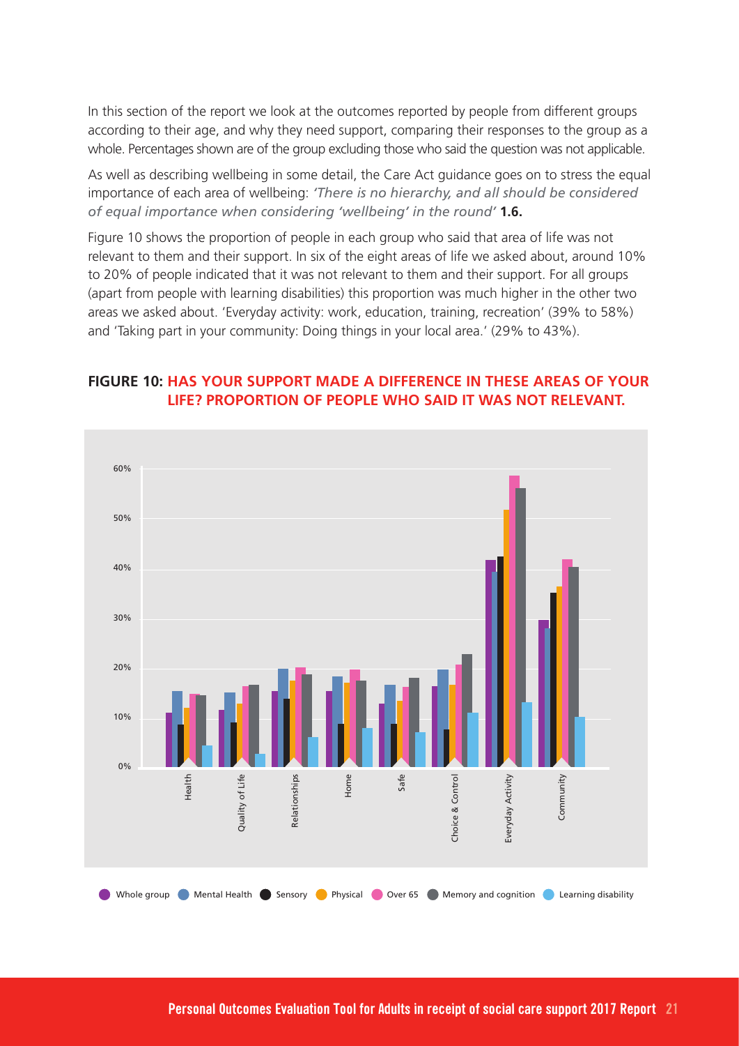In this section of the report we look at the outcomes reported by people from different groups according to their age, and why they need support, comparing their responses to the group as a whole. Percentages shown are of the group excluding those who said the question was not applicable.

As well as describing wellbeing in some detail, the Care Act guidance goes on to stress the equal importance of each area of wellbeing: *'There is no hierarchy, and all should be considered of equal importance when considering 'wellbeing' in the round'* **1.6.**

Figure 10 shows the proportion of people in each group who said that area of life was not relevant to them and their support. In six of the eight areas of life we asked about, around 10% to 20% of people indicated that it was not relevant to them and their support. For all groups (apart from people with learning disabilities) this proportion was much higher in the other two areas we asked about. 'Everyday activity: work, education, training, recreation' (39% to 58%) and 'Taking part in your community: Doing things in your local area.' (29% to 43%).

**FIGURE 10: HAS YOUR SUPPORT MADE A DIFFERENCE IN THESE AREAS OF YOUR LIFE? PROPORTION OF PEOPLE WHO SAID IT WAS NOT RELEVANT.**

60%
50%
40%
30%
20%
10%
0%

Health
Quality of Life
Relationships
Home
Safe
Choice & Control
Everyday Activity
Community

Whole group
Mental Health
Sensory
Physical
Over 65
Memory and cognition
Learning disability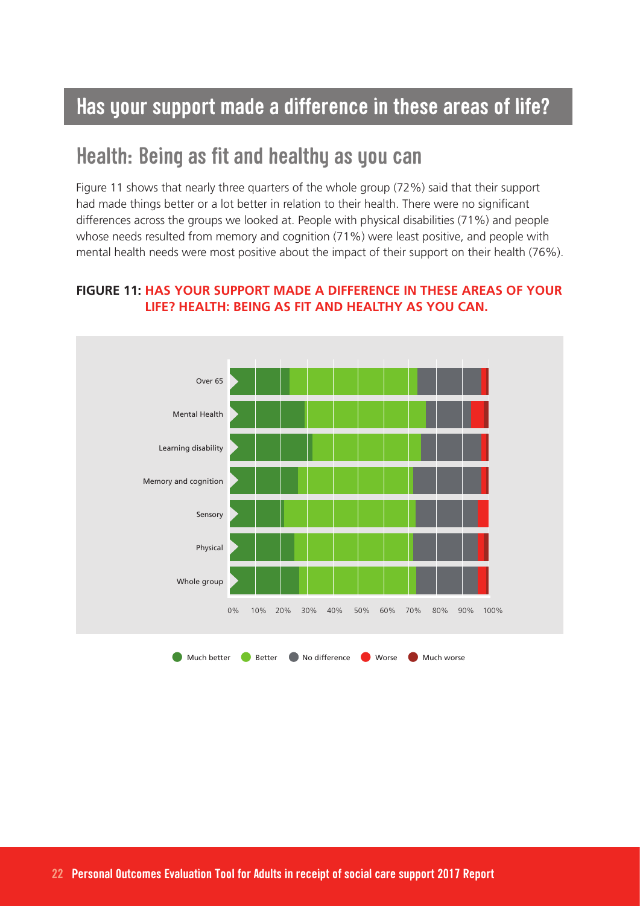# Has your support made a difference in these areas of life?

## Health: Being as fit and healthy as you can

Figure 11 shows that nearly three quarters of the whole group (72%) said that their support had made things better or a lot better in relation to their health. There were no significant differences across the groups we looked at. People with physical disabilities (71%) and people whose needs resulted from memory and cognition (71%) were least positive, and people with mental health needs were most positive about the impact of their support on their health (76%).

**FIGURE 11: HAS YOUR SUPPORT MADE A DIFFERENCE IN THESE AREAS OF YOUR LIFE? HEALTH: BEING AS FIT AND HEALTHY AS YOU CAN.**

Over 65
Mental Health
Learning disability
Memory and cognition
Sensory
Physical
Whole group

0% 10% 20% 30% 40% 50% 60% 70% 80% 90% 100%

Much better   Better   No difference   Worse   Much worse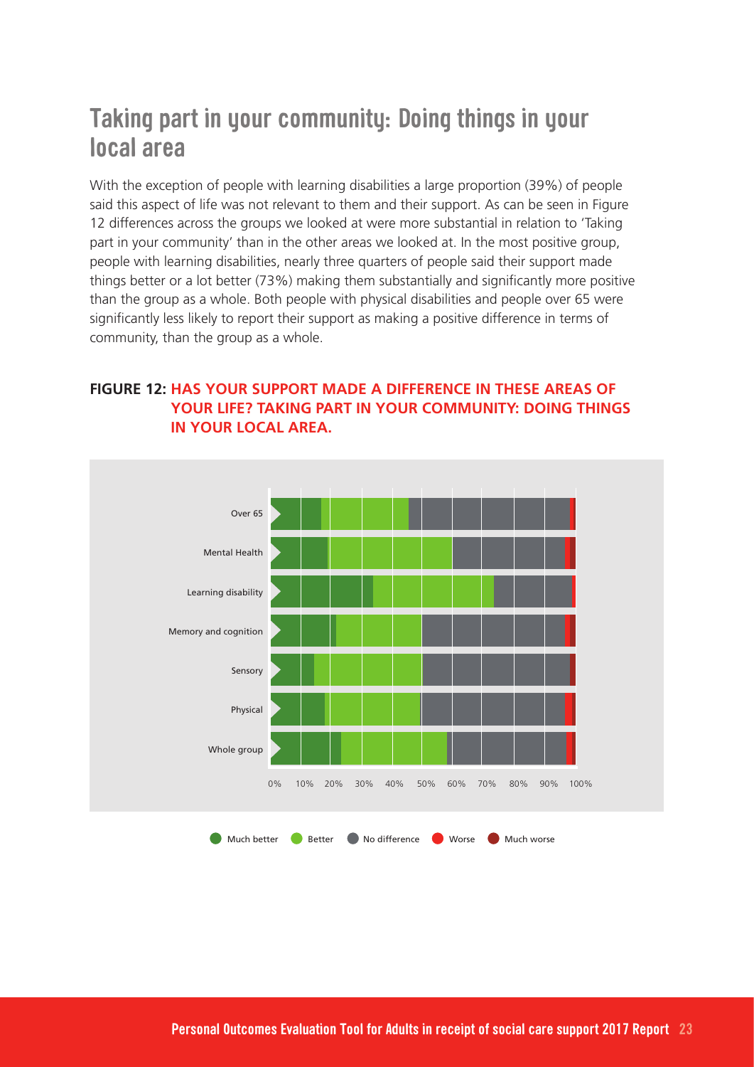## Taking part in your community: Doing things in your local area

With the exception of people with learning disabilities a large proportion (39%) of people said this aspect of life was not relevant to them and their support. As can be seen in Figure 12 differences across the groups we looked at were more substantial in relation to 'Taking part in your community' than in the other areas we looked at. In the most positive group, people with learning disabilities, nearly three quarters of people said their support made things better or a lot better (73%) making them substantially and significantly more positive than the group as a whole. Both people with physical disabilities and people over 65 were significantly less likely to report their support as making a positive difference in terms of community, than the group as a whole.

**FIGURE 12: HAS YOUR SUPPORT MADE A DIFFERENCE IN THESE AREAS OF YOUR LIFE? TAKING PART IN YOUR COMMUNITY: DOING THINGS IN YOUR LOCAL AREA.**

Over 65
Mental Health
Learning disability
Memory and cognition
Sensory
Physical
Whole group

0% 10% 20% 30% 40% 50% 60% 70% 80% 90% 100%

Much better
Better
No difference
Worse
Much worse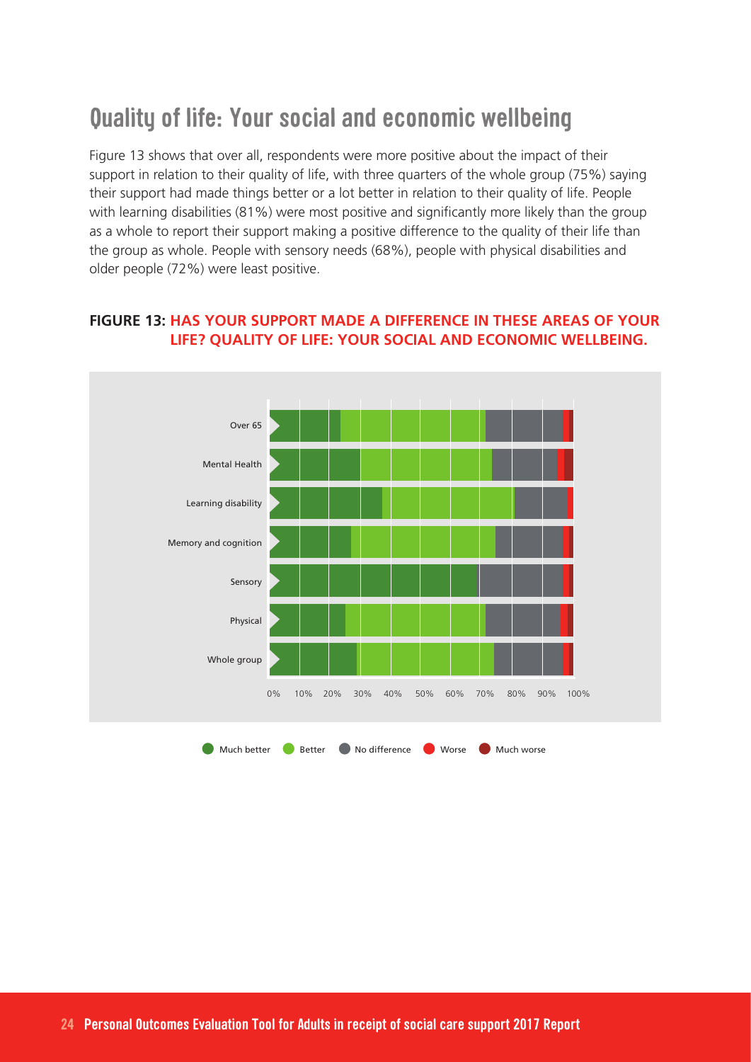## Quality of life: Your social and economic wellbeing

Figure 13 shows that over all, respondents were more positive about the impact of their support in relation to their quality of life, with three quarters of the whole group (75%) saying their support had made things better or a lot better in relation to their quality of life. People with learning disabilities (81%) were most positive and significantly more likely than the group as a whole to report their support making a positive difference to the quality of their life than the group as whole. People with sensory needs (68%), people with physical disabilities and older people (72%) were least positive.

**FIGURE 13: HAS YOUR SUPPORT MADE A DIFFERENCE IN THESE AREAS OF YOUR LIFE? QUALITY OF LIFE: YOUR SOCIAL AND ECONOMIC WELLBEING.**

Over 65
Mental Health
Learning disability
Memory and cognition
Sensory
Physical
Whole group

0% 10% 20% 30% 40% 50% 60% 70% 80% 90% 100%

Much better · Better · No difference · Worse · Much worse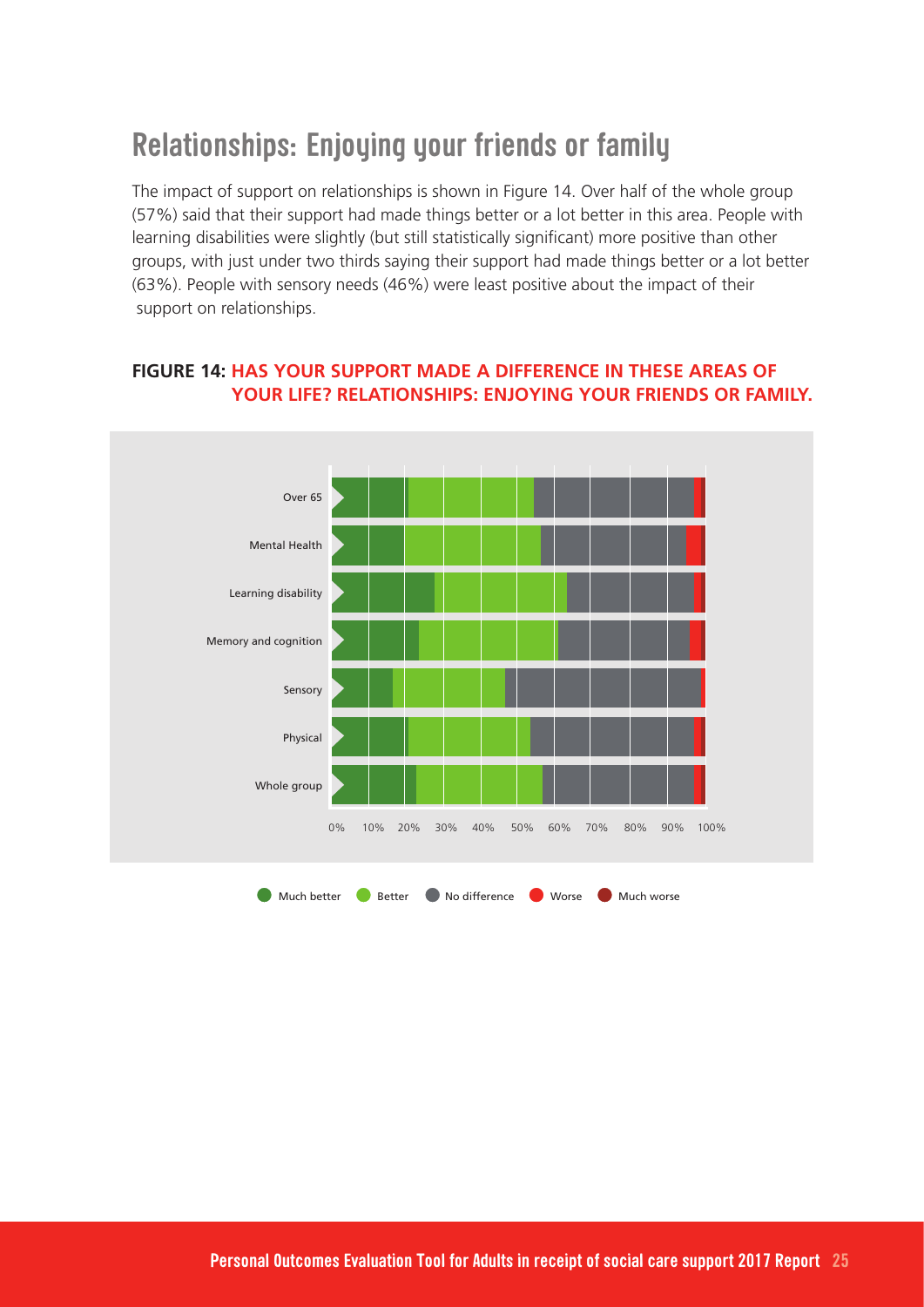## Relationships: Enjoying your friends or family

The impact of support on relationships is shown in Figure 14. Over half of the whole group (57%) said that their support had made things better or a lot better in this area. People with learning disabilities were slightly (but still statistically significant) more positive than other groups, with just under two thirds saying their support had made things better or a lot better (63%). People with sensory needs (46%) were least positive about the impact of their support on relationships.

**FIGURE 14: HAS YOUR SUPPORT MADE A DIFFERENCE IN THESE AREAS OF YOUR LIFE? RELATIONSHIPS: ENJOYING YOUR FRIENDS OR FAMILY.**

Over 65
Mental Health
Learning disability
Memory and cognition
Sensory
Physical
Whole group

0% 10% 20% 30% 40% 50% 60% 70% 80% 90% 100%

Much better
Better
No difference
Worse
Much worse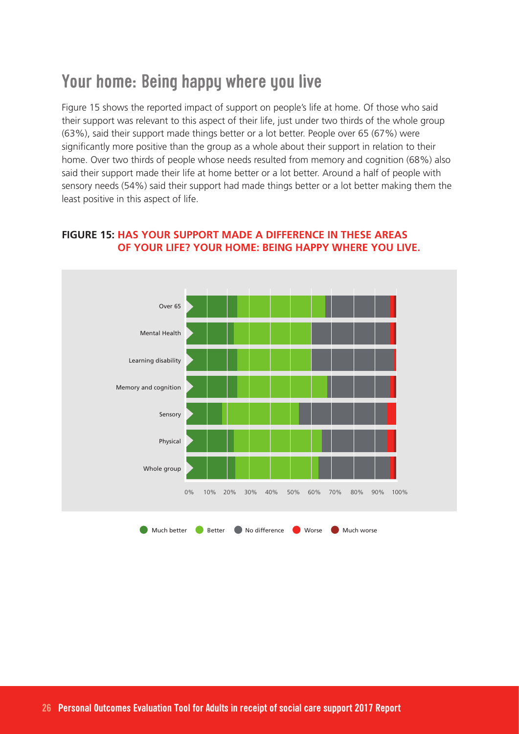## Your home: Being happy where you live

Figure 15 shows the reported impact of support on people's life at home. Of those who said their support was relevant to this aspect of their life, just under two thirds of the whole group (63%), said their support made things better or a lot better. People over 65 (67%) were significantly more positive than the group as a whole about their support in relation to their home. Over two thirds of people whose needs resulted from memory and cognition (68%) also said their support made their life at home better or a lot better. Around a half of people with sensory needs (54%) said their support had made things better or a lot better making them the least positive in this aspect of life.

**FIGURE 15: HAS YOUR SUPPORT MADE A DIFFERENCE IN THESE AREAS OF YOUR LIFE? YOUR HOME: BEING HAPPY WHERE YOU LIVE.**

Over 65
Mental Health
Learning disability
Memory and cognition
Sensory
Physical
Whole group

0% 10% 20% 30% 40% 50% 60% 70% 80% 90% 100%

Much better, Better, No difference, Worse, Much worse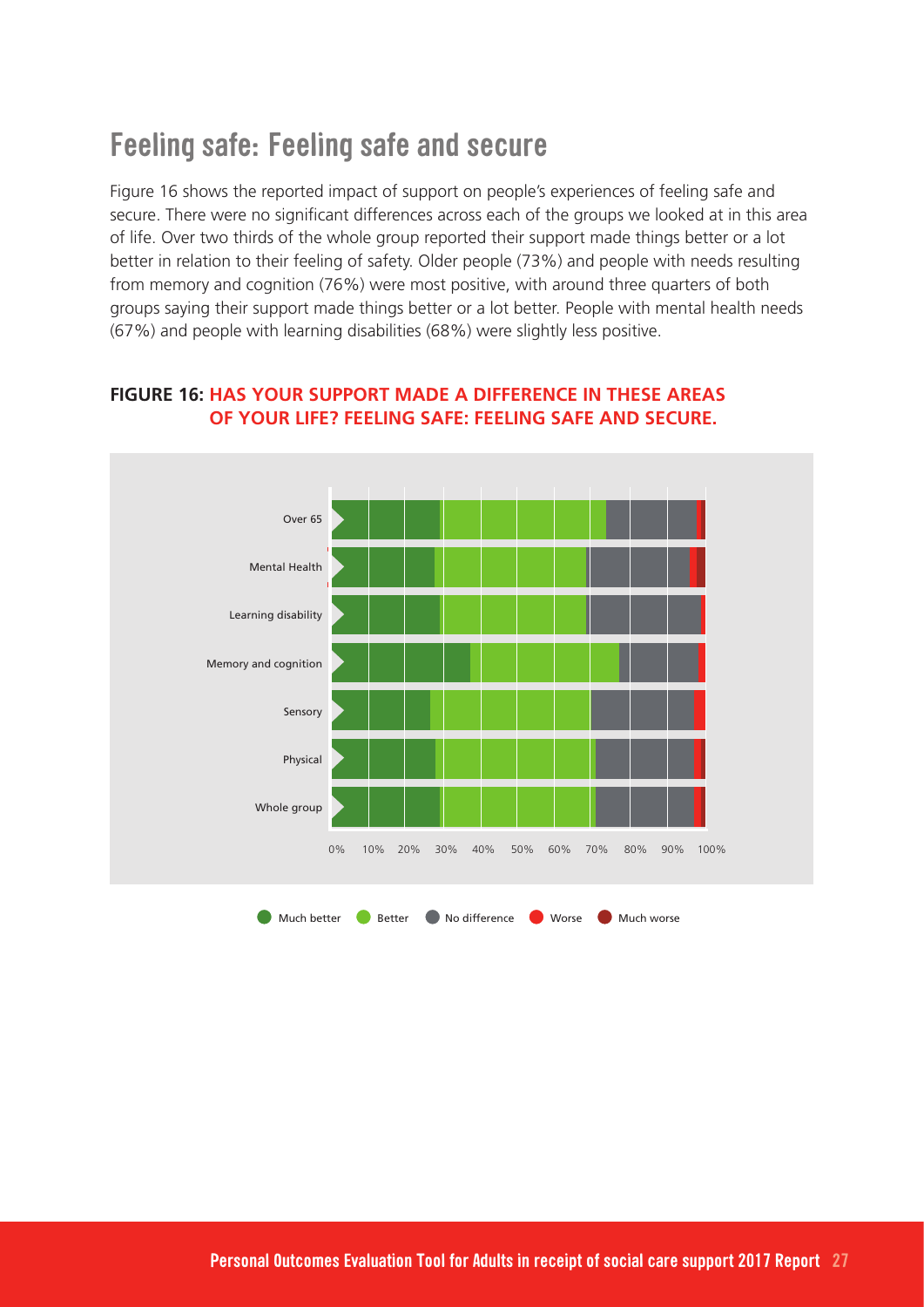## Feeling safe: Feeling safe and secure

Figure 16 shows the reported impact of support on people's experiences of feeling safe and secure. There were no significant differences across each of the groups we looked at in this area of life. Over two thirds of the whole group reported their support made things better or a lot better in relation to their feeling of safety. Older people (73%) and people with needs resulting from memory and cognition (76%) were most positive, with around three quarters of both groups saying their support made things better or a lot better. People with mental health needs (67%) and people with learning disabilities (68%) were slightly less positive.

**FIGURE 16: HAS YOUR SUPPORT MADE A DIFFERENCE IN THESE AREAS OF YOUR LIFE? FEELING SAFE: FEELING SAFE AND SECURE.**

Over 65
Mental Health
Learning disability
Memory and cognition
Sensory
Physical
Whole group

0% 10% 20% 30% 40% 50% 60% 70% 80% 90% 100%

Much better | Better | No difference | Worse | Much worse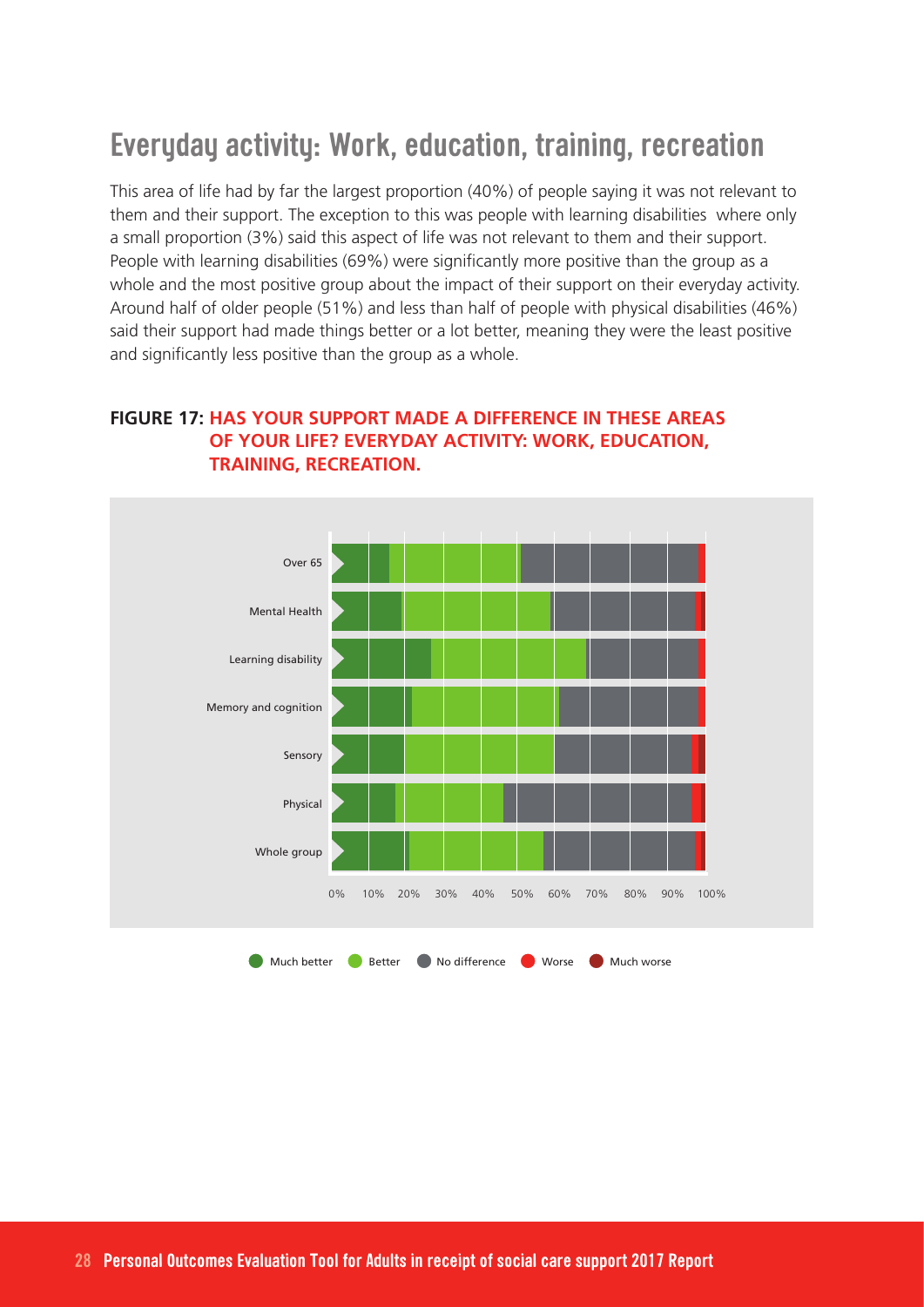## Everyday activity: Work, education, training, recreation

This area of life had by far the largest proportion (40%) of people saying it was not relevant to them and their support. The exception to this was people with learning disabilities where only a small proportion (3%) said this aspect of life was not relevant to them and their support. People with learning disabilities (69%) were significantly more positive than the group as a whole and the most positive group about the impact of their support on their everyday activity. Around half of older people (51%) and less than half of people with physical disabilities (46%) said their support had made things better or a lot better, meaning they were the least positive and significantly less positive than the group as a whole.

**FIGURE 17: HAS YOUR SUPPORT MADE A DIFFERENCE IN THESE AREAS OF YOUR LIFE? EVERYDAY ACTIVITY: WORK, EDUCATION, TRAINING, RECREATION.**

Over 65
Mental Health
Learning disability
Memory and cognition
Sensory
Physical
Whole group

0% 10% 20% 30% 40% 50% 60% 70% 80% 90% 100%

Much better · Better · No difference · Worse · Much worse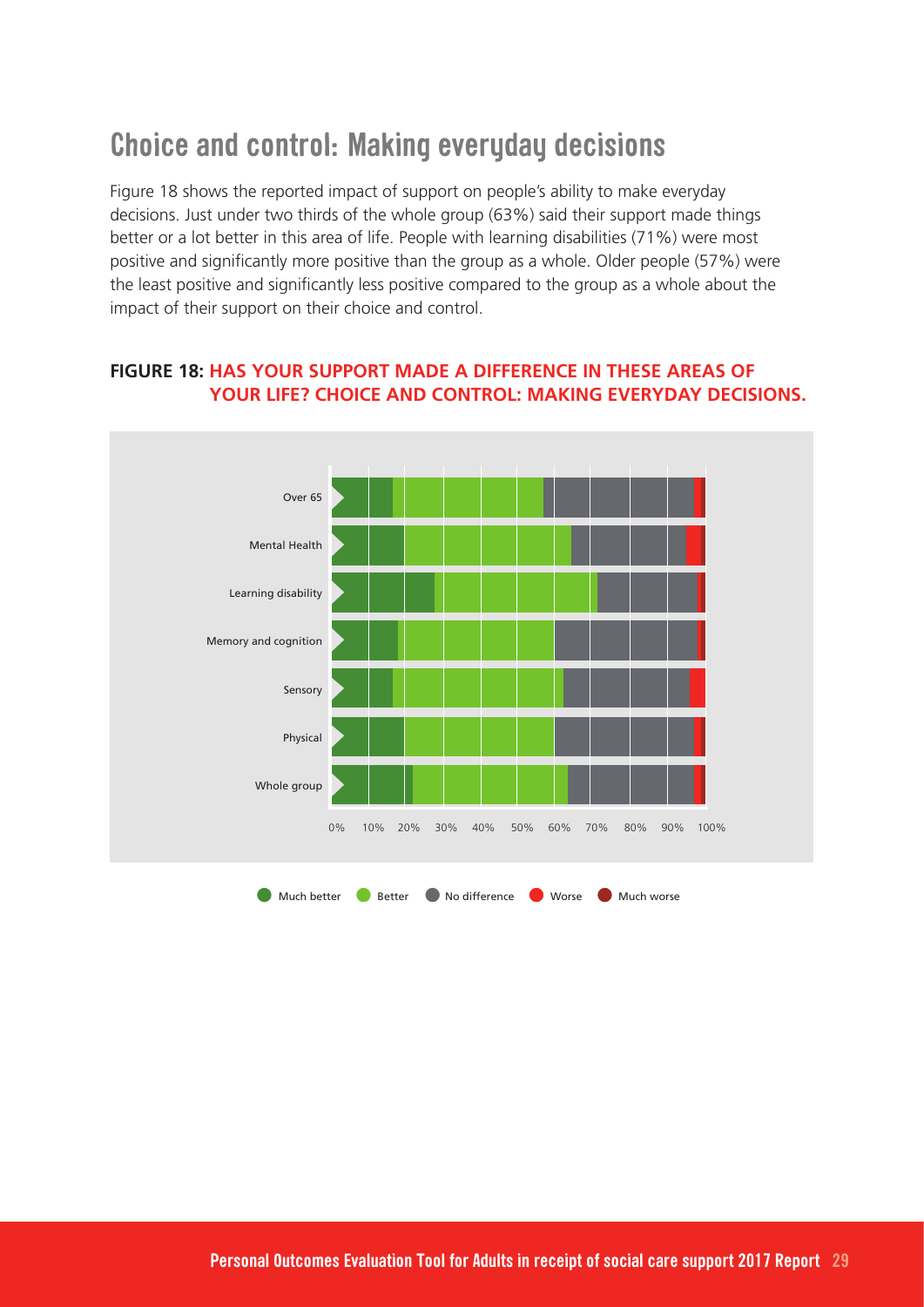## Choice and control: Making everyday decisions

Figure 18 shows the reported impact of support on people's ability to make everyday decisions. Just under two thirds of the whole group (63%) said their support made things better or a lot better in this area of life. People with learning disabilities (71%) were most positive and significantly more positive than the group as a whole. Older people (57%) were the least positive and significantly less positive compared to the group as a whole about the impact of their support on their choice and control.

**FIGURE 18: HAS YOUR SUPPORT MADE A DIFFERENCE IN THESE AREAS OF YOUR LIFE? CHOICE AND CONTROL: MAKING EVERYDAY DECISIONS.**

Over 65
Mental Health
Learning disability
Memory and cognition
Sensory
Physical
Whole group

0% 10% 20% 30% 40% 50% 60% 70% 80% 90% 100%

Much better
Better
No difference
Worse
Much worse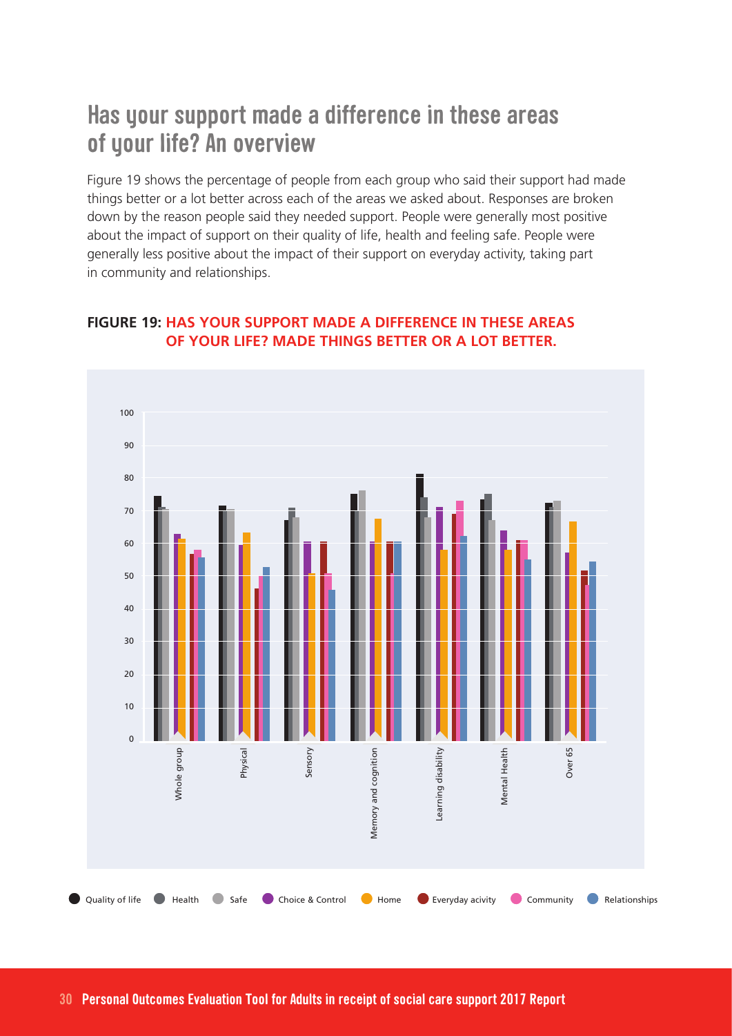## Has your support made a difference in these areas of your life? An overview

Figure 19 shows the percentage of people from each group who said their support had made things better or a lot better across each of the areas we asked about. Responses are broken down by the reason people said they needed support. People were generally most positive about the impact of support on their quality of life, health and feeling safe. People were generally less positive about the impact of their support on everyday activity, taking part in community and relationships.

**FIGURE 19: HAS YOUR SUPPORT MADE A DIFFERENCE IN THESE AREAS OF YOUR LIFE? MADE THINGS BETTER OR A LOT BETTER.**

100
90
80
70
60
50
40
30
20
10
0

Whole group
Physical
Sensory
Memory and cognition
Learning disability
Mental Health
Over 65

Quality of life
Health
Safe
Choice & Control
Home
Everyday acivity
Community
Relationships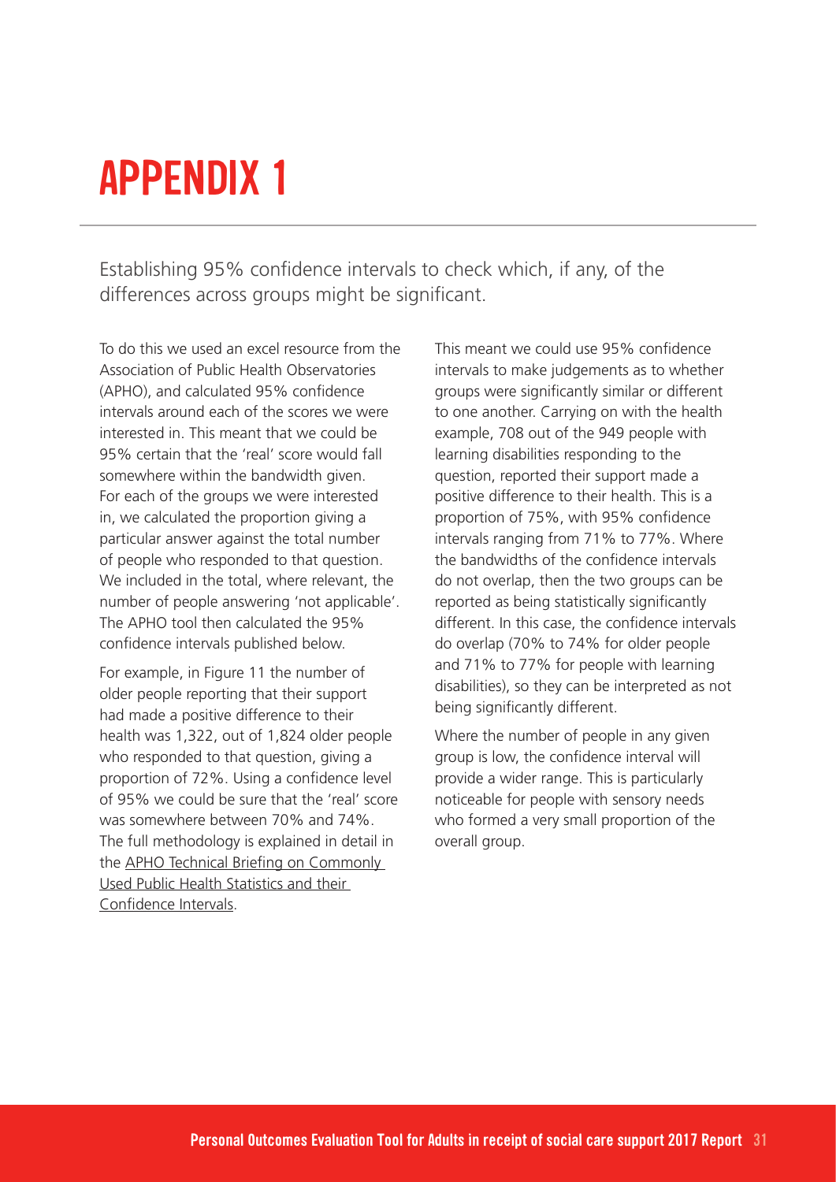# APPENDIX 1

Establishing 95% confidence intervals to check which, if any, of the differences across groups might be significant.

To do this we used an excel resource from the Association of Public Health Observatories (APHO), and calculated 95% confidence intervals around each of the scores we were interested in. This meant that we could be 95% certain that the 'real' score would fall somewhere within the bandwidth given. For each of the groups we were interested in, we calculated the proportion giving a particular answer against the total number of people who responded to that question. We included in the total, where relevant, the number of people answering 'not applicable'. The APHO tool then calculated the 95% confidence intervals published below.

For example, in Figure 11 the number of older people reporting that their support had made a positive difference to their health was 1,322, out of 1,824 older people who responded to that question, giving a proportion of 72%. Using a confidence level of 95% we could be sure that the 'real' score was somewhere between 70% and 74%. The full methodology is explained in detail in the APHO Technical Briefing on Commonly Used Public Health Statistics and their Confidence Intervals.

This meant we could use 95% confidence intervals to make judgements as to whether groups were significantly similar or different to one another. Carrying on with the health example, 708 out of the 949 people with learning disabilities responding to the question, reported their support made a positive difference to their health. This is a proportion of 75%, with 95% confidence intervals ranging from 71% to 77%. Where the bandwidths of the confidence intervals do not overlap, then the two groups can be reported as being statistically significantly different. In this case, the confidence intervals do overlap (70% to 74% for older people and 71% to 77% for people with learning disabilities), so they can be interpreted as not being significantly different.

Where the number of people in any given group is low, the confidence interval will provide a wider range. This is particularly noticeable for people with sensory needs who formed a very small proportion of the overall group.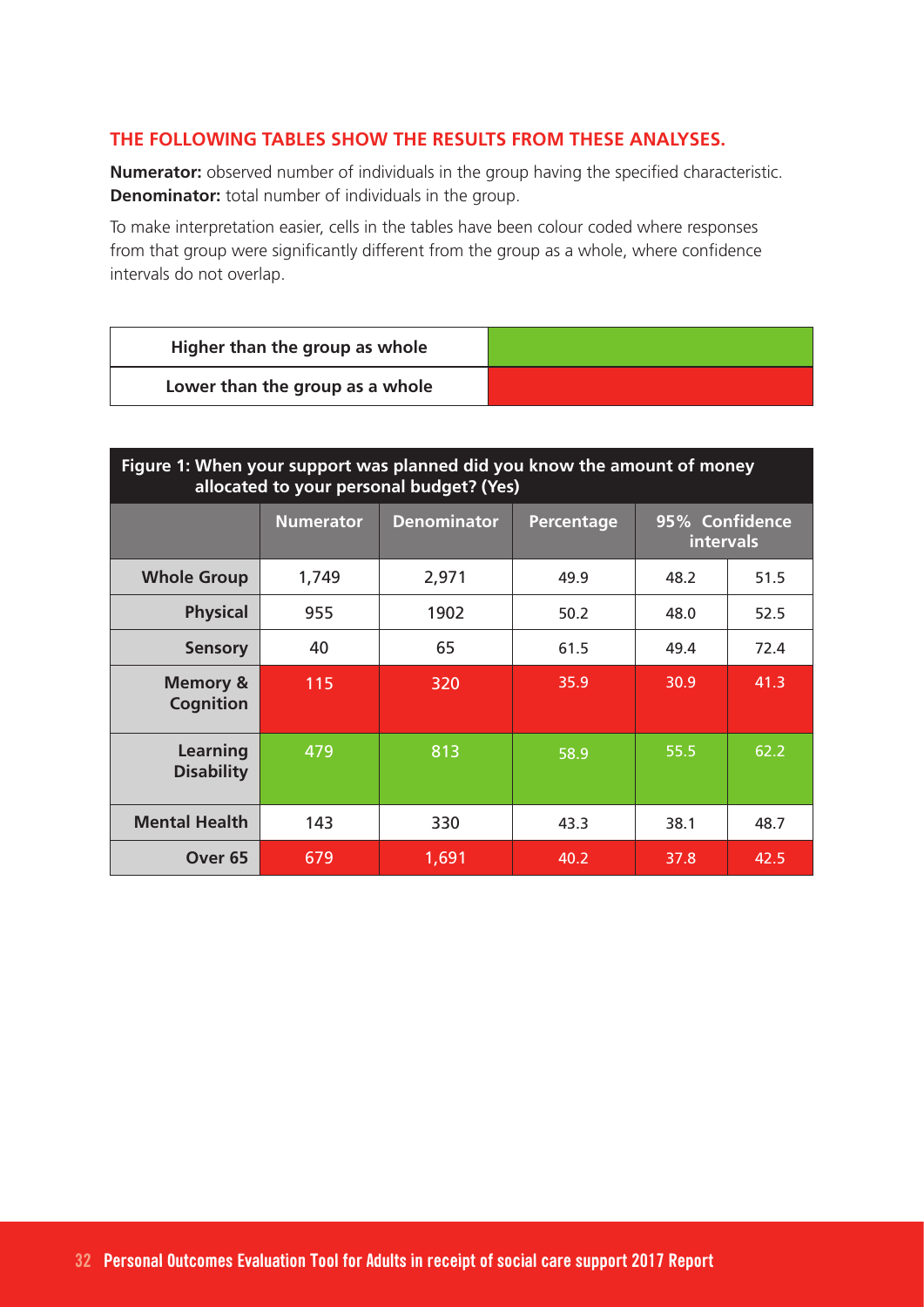## THE FOLLOWING TABLES SHOW THE RESULTS FROM THESE ANALYSES.

**Numerator:** observed number of individuals in the group having the specified characteristic.
**Denominator:** total number of individuals in the group.

To make interpretation easier, cells in the tables have been colour coded where responses from that group were significantly different from the group as a whole, where confidence intervals do not overlap.

| | |
|---|---|
| Higher than the group as whole | (green) |
| Lower than the group as a whole | (red) |

**Figure 1: When your support was planned did you know the amount of money allocated to your personal budget? (Yes)**

| | Numerator | Denominator | Percentage | 95% Confidence intervals | |
|---|---|---|---|---|---|
| Whole Group | 1,749 | 2,971 | 49.9 | 48.2 | 51.5 |
| Physical | 955 | 1902 | 50.2 | 48.0 | 52.5 |
| Sensory | 40 | 65 | 61.5 | 49.4 | 72.4 |
| Memory & Cognition | 115 | 320 | 35.9 | 30.9 | 41.3 |
| Learning Disability | 479 | 813 | 58.9 | 55.5 | 62.2 |
| Mental Health | 143 | 330 | 43.3 | 38.1 | 48.7 |
| Over 65 | 679 | 1,691 | 40.2 | 37.8 | 42.5 |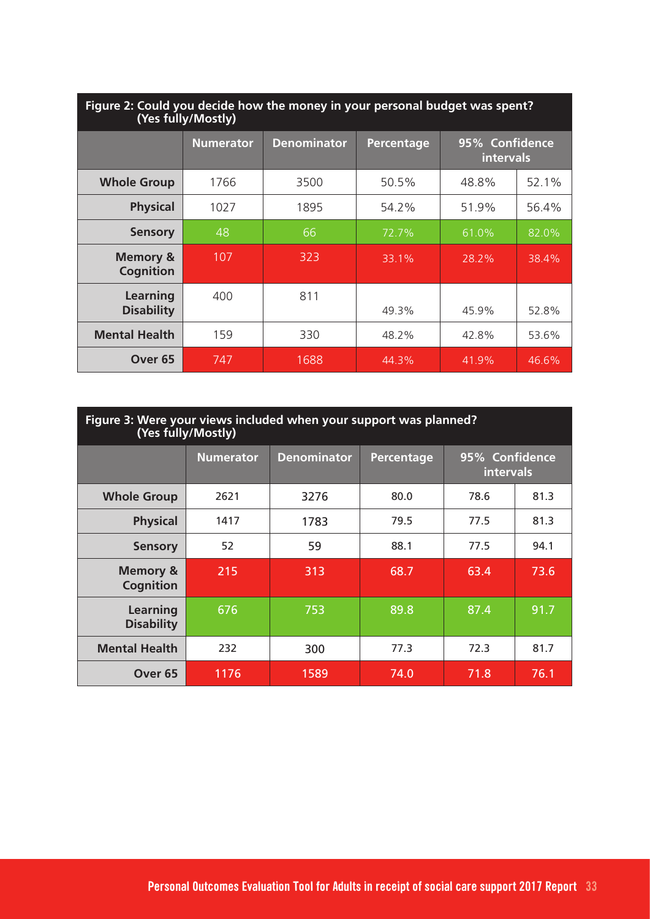| Figure 2: Could you decide how the money in your personal budget was spent? (Yes fully/Mostly) | | | | | |
|---|---|---|---|---|---|
| | Numerator | Denominator | Percentage | 95% Confidence intervals | |
| **Whole Group** | 1766 | 3500 | 50.5% | 48.8% | 52.1% |
| **Physical** | 1027 | 1895 | 54.2% | 51.9% | 56.4% |
| **Sensory** | 48 | 66 | 72.7% | 61.0% | 82.0% |
| **Memory & Cognition** | 107 | 323 | 33.1% | 28.2% | 38.4% |
| **Learning Disability** | 400 | 811 | 49.3% | 45.9% | 52.8% |
| **Mental Health** | 159 | 330 | 48.2% | 42.8% | 53.6% |
| **Over 65** | 747 | 1688 | 44.3% | 41.9% | 46.6% |

| Figure 3: Were your views included when your support was planned? (Yes fully/Mostly) | | | | | |
|---|---|---|---|---|---|
| | Numerator | Denominator | Percentage | 95% Confidence intervals | |
| **Whole Group** | 2621 | 3276 | 80.0 | 78.6 | 81.3 |
| **Physical** | 1417 | 1783 | 79.5 | 77.5 | 81.3 |
| **Sensory** | 52 | 59 | 88.1 | 77.5 | 94.1 |
| **Memory & Cognition** | 215 | 313 | 68.7 | 63.4 | 73.6 |
| **Learning Disability** | 676 | 753 | 89.8 | 87.4 | 91.7 |
| **Mental Health** | 232 | 300 | 77.3 | 72.3 | 81.7 |
| **Over 65** | 1176 | 1589 | 74.0 | 71.8 | 76.1 |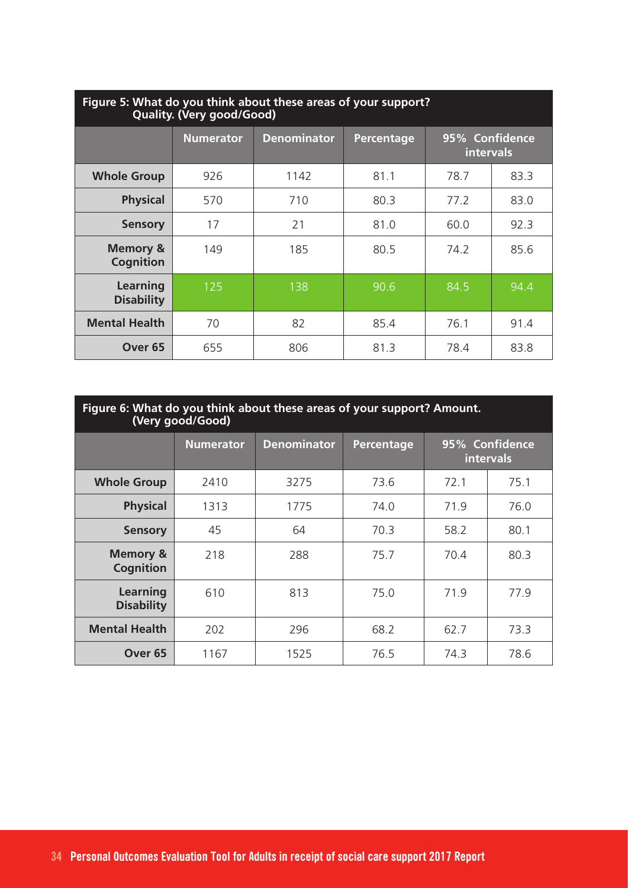| Figure 5: What do you think about these areas of your support? Quality. (Very good/Good) | | | | | |
|---|---|---|---|---|---|
| | **Numerator** | **Denominator** | **Percentage** | **95% Confidence intervals** | |
| **Whole Group** | 926 | 1142 | 81.1 | 78.7 | 83.3 |
| **Physical** | 570 | 710 | 80.3 | 77.2 | 83.0 |
| **Sensory** | 17 | 21 | 81.0 | 60.0 | 92.3 |
| **Memory & Cognition** | 149 | 185 | 80.5 | 74.2 | 85.6 |
| **Learning Disability** | 125 | 138 | 90.6 | 84.5 | 94.4 |
| **Mental Health** | 70 | 82 | 85.4 | 76.1 | 91.4 |
| **Over 65** | 655 | 806 | 81.3 | 78.4 | 83.8 |

| Figure 6: What do you think about these areas of your support? Amount. (Very good/Good) | | | | | |
|---|---|---|---|---|---|
| | **Numerator** | **Denominator** | **Percentage** | **95% Confidence intervals** | |
| **Whole Group** | 2410 | 3275 | 73.6 | 72.1 | 75.1 |
| **Physical** | 1313 | 1775 | 74.0 | 71.9 | 76.0 |
| **Sensory** | 45 | 64 | 70.3 | 58.2 | 80.1 |
| **Memory & Cognition** | 218 | 288 | 75.7 | 70.4 | 80.3 |
| **Learning Disability** | 610 | 813 | 75.0 | 71.9 | 77.9 |
| **Mental Health** | 202 | 296 | 68.2 | 62.7 | 73.3 |
| **Over 65** | 1167 | 1525 | 76.5 | 74.3 | 78.6 |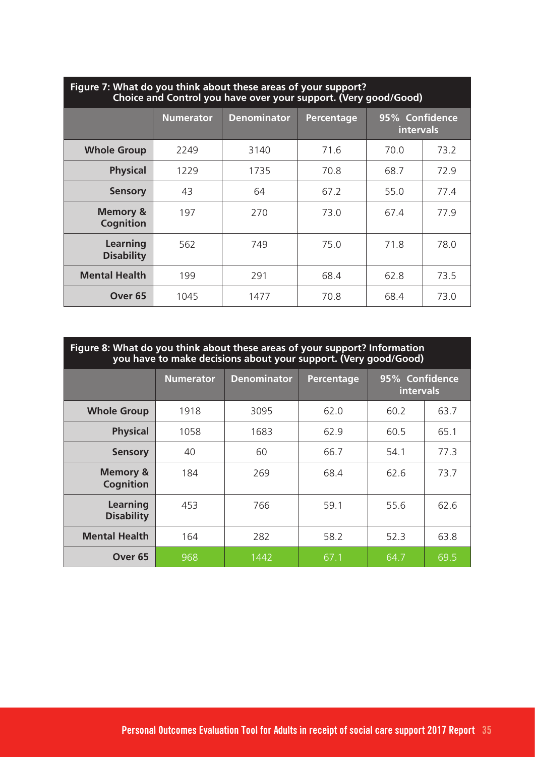**Figure 7: What do you think about these areas of your support? Choice and Control you have over your support. (Very good/Good)**

| | Numerator | Denominator | Percentage | 95% Confidence intervals | |
|---|---|---|---|---|---|
| **Whole Group** | 2249 | 3140 | 71.6 | 70.0 | 73.2 |
| **Physical** | 1229 | 1735 | 70.8 | 68.7 | 72.9 |
| **Sensory** | 43 | 64 | 67.2 | 55.0 | 77.4 |
| **Memory & Cognition** | 197 | 270 | 73.0 | 67.4 | 77.9 |
| **Learning Disability** | 562 | 749 | 75.0 | 71.8 | 78.0 |
| **Mental Health** | 199 | 291 | 68.4 | 62.8 | 73.5 |
| **Over 65** | 1045 | 1477 | 70.8 | 68.4 | 73.0 |

**Figure 8: What do you think about these areas of your support? Information you have to make decisions about your support. (Very good/Good)**

| | Numerator | Denominator | Percentage | 95% Confidence intervals | |
|---|---|---|---|---|---|
| **Whole Group** | 1918 | 3095 | 62.0 | 60.2 | 63.7 |
| **Physical** | 1058 | 1683 | 62.9 | 60.5 | 65.1 |
| **Sensory** | 40 | 60 | 66.7 | 54.1 | 77.3 |
| **Memory & Cognition** | 184 | 269 | 68.4 | 62.6 | 73.7 |
| **Learning Disability** | 453 | 766 | 59.1 | 55.6 | 62.6 |
| **Mental Health** | 164 | 282 | 58.2 | 52.3 | 63.8 |
| **Over 65** | 968 | 1442 | 67.1 | 64.7 | 69.5 |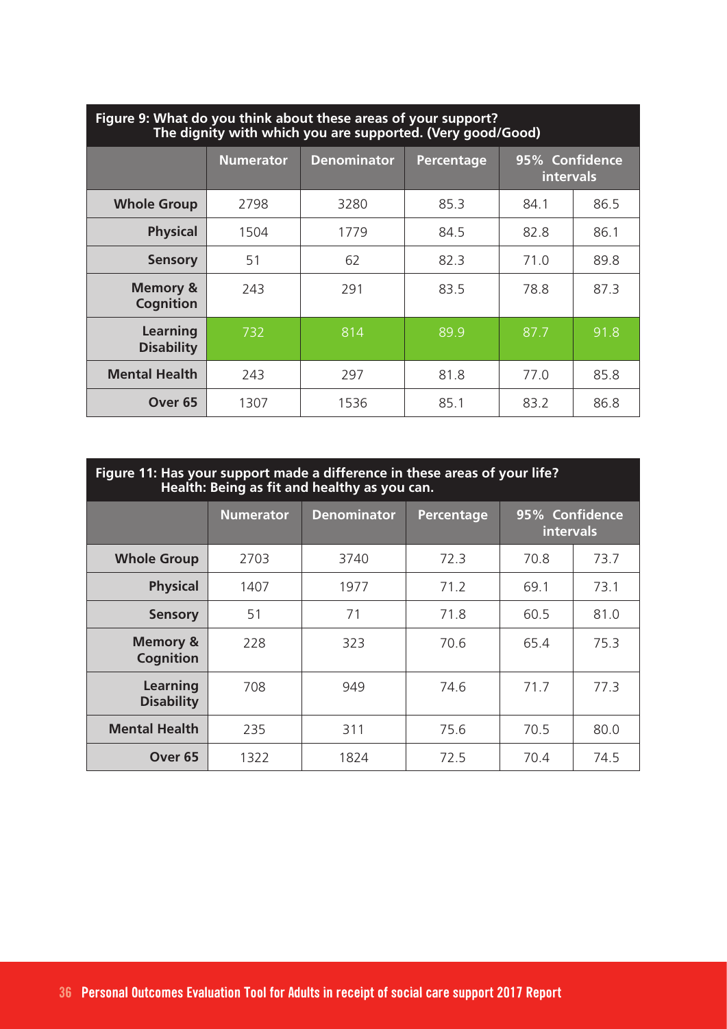**Figure 9: What do you think about these areas of your support? The dignity with which you are supported. (Very good/Good)**

| | Numerator | Denominator | Percentage | 95% Confidence intervals | |
|---|---|---|---|---|---|
| **Whole Group** | 2798 | 3280 | 85.3 | 84.1 | 86.5 |
| **Physical** | 1504 | 1779 | 84.5 | 82.8 | 86.1 |
| **Sensory** | 51 | 62 | 82.3 | 71.0 | 89.8 |
| **Memory & Cognition** | 243 | 291 | 83.5 | 78.8 | 87.3 |
| **Learning Disability** | 732 | 814 | 89.9 | 87.7 | 91.8 |
| **Mental Health** | 243 | 297 | 81.8 | 77.0 | 85.8 |
| **Over 65** | 1307 | 1536 | 85.1 | 83.2 | 86.8 |

**Figure 11: Has your support made a difference in these areas of your life? Health: Being as fit and healthy as you can.**

| | Numerator | Denominator | Percentage | 95% Confidence intervals | |
|---|---|---|---|---|---|
| **Whole Group** | 2703 | 3740 | 72.3 | 70.8 | 73.7 |
| **Physical** | 1407 | 1977 | 71.2 | 69.1 | 73.1 |
| **Sensory** | 51 | 71 | 71.8 | 60.5 | 81.0 |
| **Memory & Cognition** | 228 | 323 | 70.6 | 65.4 | 75.3 |
| **Learning Disability** | 708 | 949 | 74.6 | 71.7 | 77.3 |
| **Mental Health** | 235 | 311 | 75.6 | 70.5 | 80.0 |
| **Over 65** | 1322 | 1824 | 72.5 | 70.4 | 74.5 |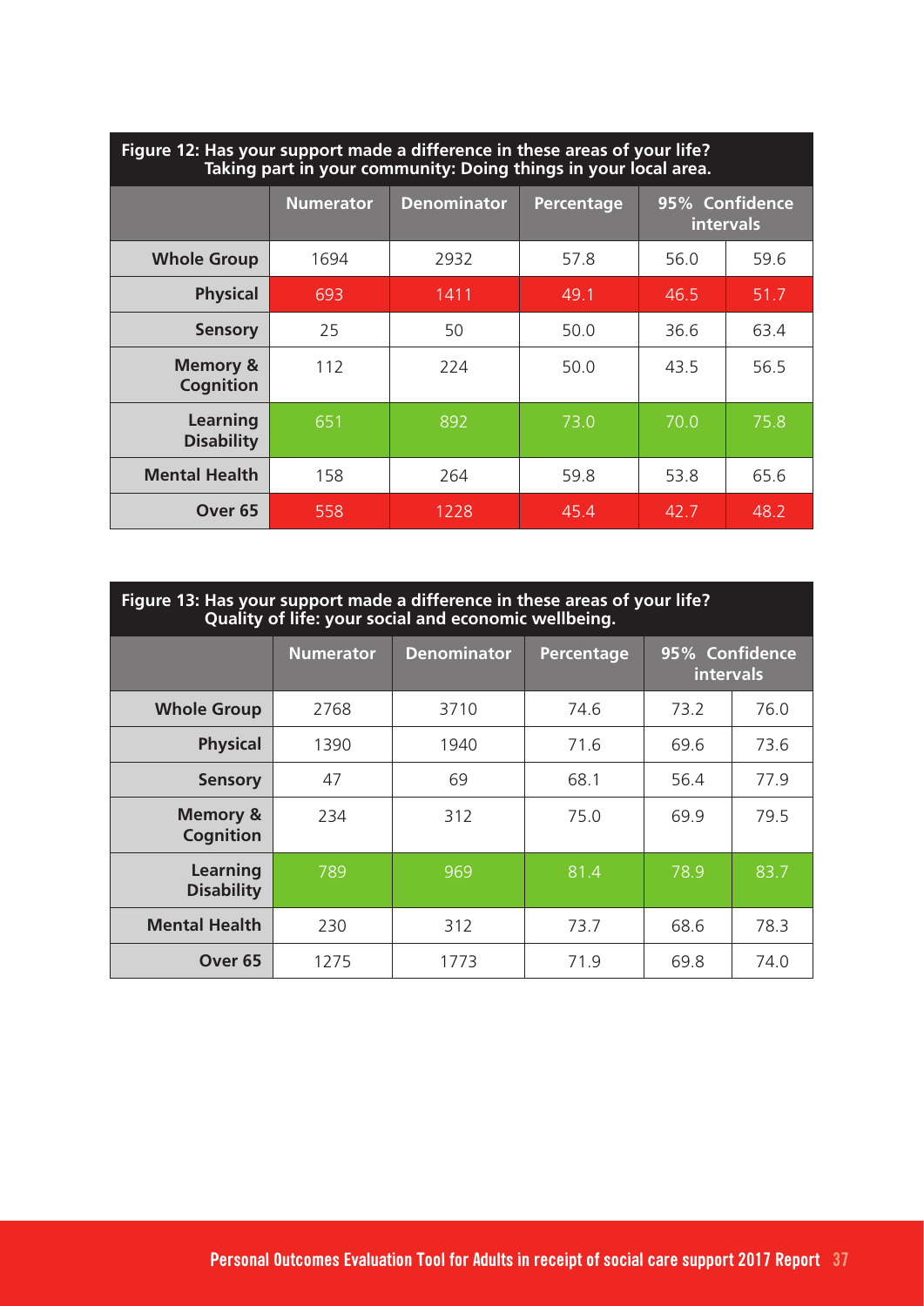**Figure 12: Has your support made a difference in these areas of your life? Taking part in your community: Doing things in your local area.**

| | Numerator | Denominator | Percentage | 95% Confidence intervals | |
|---|---|---|---|---|---|
| **Whole Group** | 1694 | 2932 | 57.8 | 56.0 | 59.6 |
| **Physical** | 693 | 1411 | 49.1 | 46.5 | 51.7 |
| **Sensory** | 25 | 50 | 50.0 | 36.6 | 63.4 |
| **Memory & Cognition** | 112 | 224 | 50.0 | 43.5 | 56.5 |
| **Learning Disability** | 651 | 892 | 73.0 | 70.0 | 75.8 |
| **Mental Health** | 158 | 264 | 59.8 | 53.8 | 65.6 |
| **Over 65** | 558 | 1228 | 45.4 | 42.7 | 48.2 |

**Figure 13: Has your support made a difference in these areas of your life? Quality of life: your social and economic wellbeing.**

| | Numerator | Denominator | Percentage | 95% Confidence intervals | |
|---|---|---|---|---|---|
| **Whole Group** | 2768 | 3710 | 74.6 | 73.2 | 76.0 |
| **Physical** | 1390 | 1940 | 71.6 | 69.6 | 73.6 |
| **Sensory** | 47 | 69 | 68.1 | 56.4 | 77.9 |
| **Memory & Cognition** | 234 | 312 | 75.0 | 69.9 | 79.5 |
| **Learning Disability** | 789 | 969 | 81.4 | 78.9 | 83.7 |
| **Mental Health** | 230 | 312 | 73.7 | 68.6 | 78.3 |
| **Over 65** | 1275 | 1773 | 71.9 | 69.8 | 74.0 |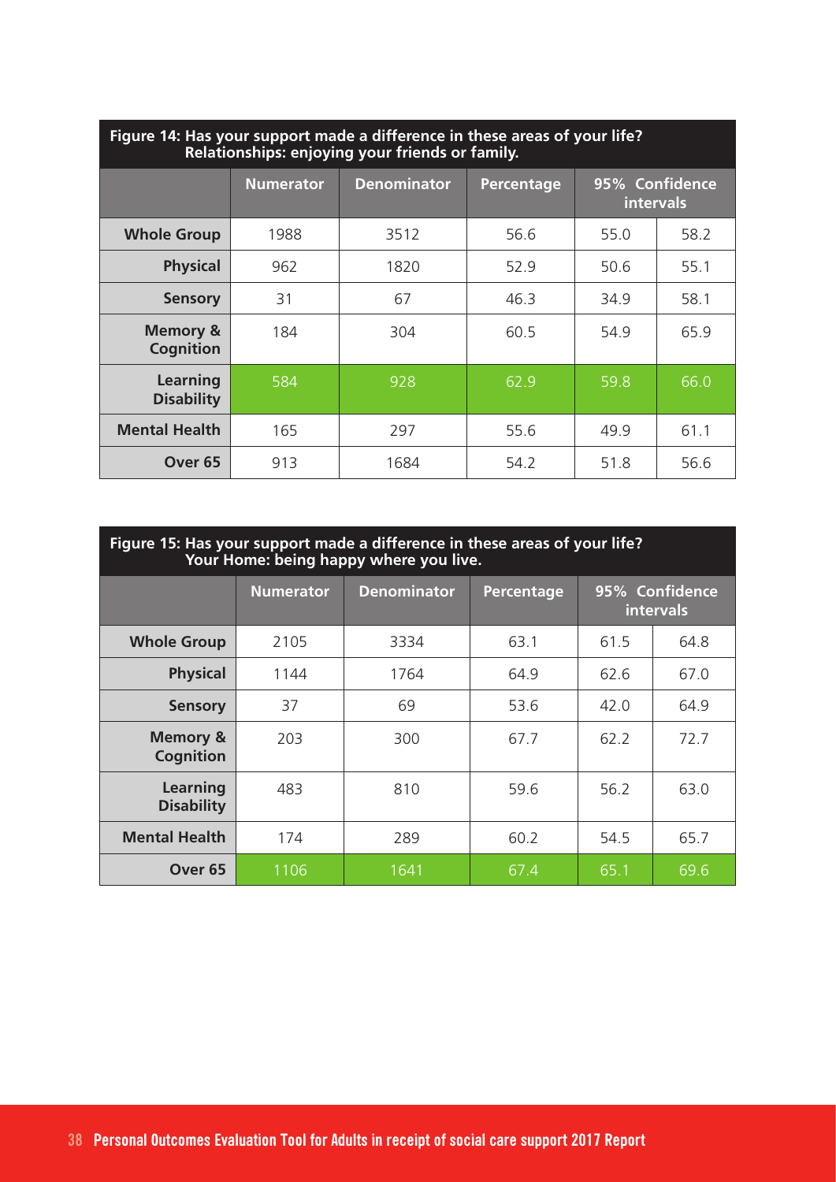| Figure 14: Has your support made a difference in these areas of your life? Relationships: enjoying your friends or family. | | | | | |
|---|---|---|---|---|---|
| | Numerator | Denominator | Percentage | 95% Confidence intervals | |
| **Whole Group** | 1988 | 3512 | 56.6 | 55.0 | 58.2 |
| **Physical** | 962 | 1820 | 52.9 | 50.6 | 55.1 |
| **Sensory** | 31 | 67 | 46.3 | 34.9 | 58.1 |
| **Memory & Cognition** | 184 | 304 | 60.5 | 54.9 | 65.9 |
| **Learning Disability** | 584 | 928 | 62.9 | 59.8 | 66.0 |
| **Mental Health** | 165 | 297 | 55.6 | 49.9 | 61.1 |
| **Over 65** | 913 | 1684 | 54.2 | 51.8 | 56.6 |

| Figure 15: Has your support made a difference in these areas of your life? Your Home: being happy where you live. | | | | | |
|---|---|---|---|---|---|
| | Numerator | Denominator | Percentage | 95% Confidence intervals | |
| **Whole Group** | 2105 | 3334 | 63.1 | 61.5 | 64.8 |
| **Physical** | 1144 | 1764 | 64.9 | 62.6 | 67.0 |
| **Sensory** | 37 | 69 | 53.6 | 42.0 | 64.9 |
| **Memory & Cognition** | 203 | 300 | 67.7 | 62.2 | 72.7 |
| **Learning Disability** | 483 | 810 | 59.6 | 56.2 | 63.0 |
| **Mental Health** | 174 | 289 | 60.2 | 54.5 | 65.7 |
| **Over 65** | 1106 | 1641 | 67.4 | 65.1 | 69.6 |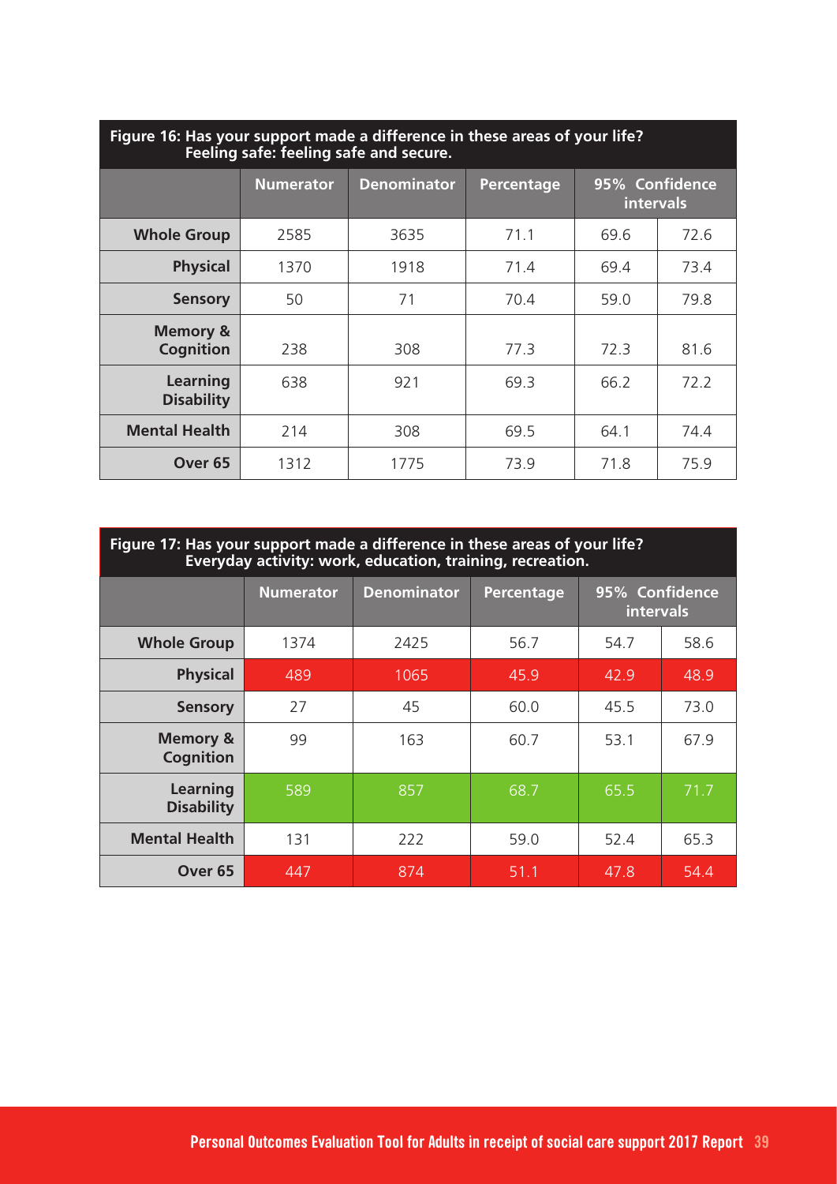**Figure 16: Has your support made a difference in these areas of your life? Feeling safe: feeling safe and secure.**

| | Numerator | Denominator | Percentage | 95% Confidence intervals | |
|---|---|---|---|---|---|
| **Whole Group** | 2585 | 3635 | 71.1 | 69.6 | 72.6 |
| **Physical** | 1370 | 1918 | 71.4 | 69.4 | 73.4 |
| **Sensory** | 50 | 71 | 70.4 | 59.0 | 79.8 |
| **Memory & Cognition** | 238 | 308 | 77.3 | 72.3 | 81.6 |
| **Learning Disability** | 638 | 921 | 69.3 | 66.2 | 72.2 |
| **Mental Health** | 214 | 308 | 69.5 | 64.1 | 74.4 |
| **Over 65** | 1312 | 1775 | 73.9 | 71.8 | 75.9 |

**Figure 17: Has your support made a difference in these areas of your life? Everyday activity: work, education, training, recreation.**

| | Numerator | Denominator | Percentage | 95% Confidence intervals | |
|---|---|---|---|---|---|
| **Whole Group** | 1374 | 2425 | 56.7 | 54.7 | 58.6 |
| **Physical** | 489 | 1065 | 45.9 | 42.9 | 48.9 |
| **Sensory** | 27 | 45 | 60.0 | 45.5 | 73.0 |
| **Memory & Cognition** | 99 | 163 | 60.7 | 53.1 | 67.9 |
| **Learning Disability** | 589 | 857 | 68.7 | 65.5 | 71.7 |
| **Mental Health** | 131 | 222 | 59.0 | 52.4 | 65.3 |
| **Over 65** | 447 | 874 | 51.1 | 47.8 | 54.4 |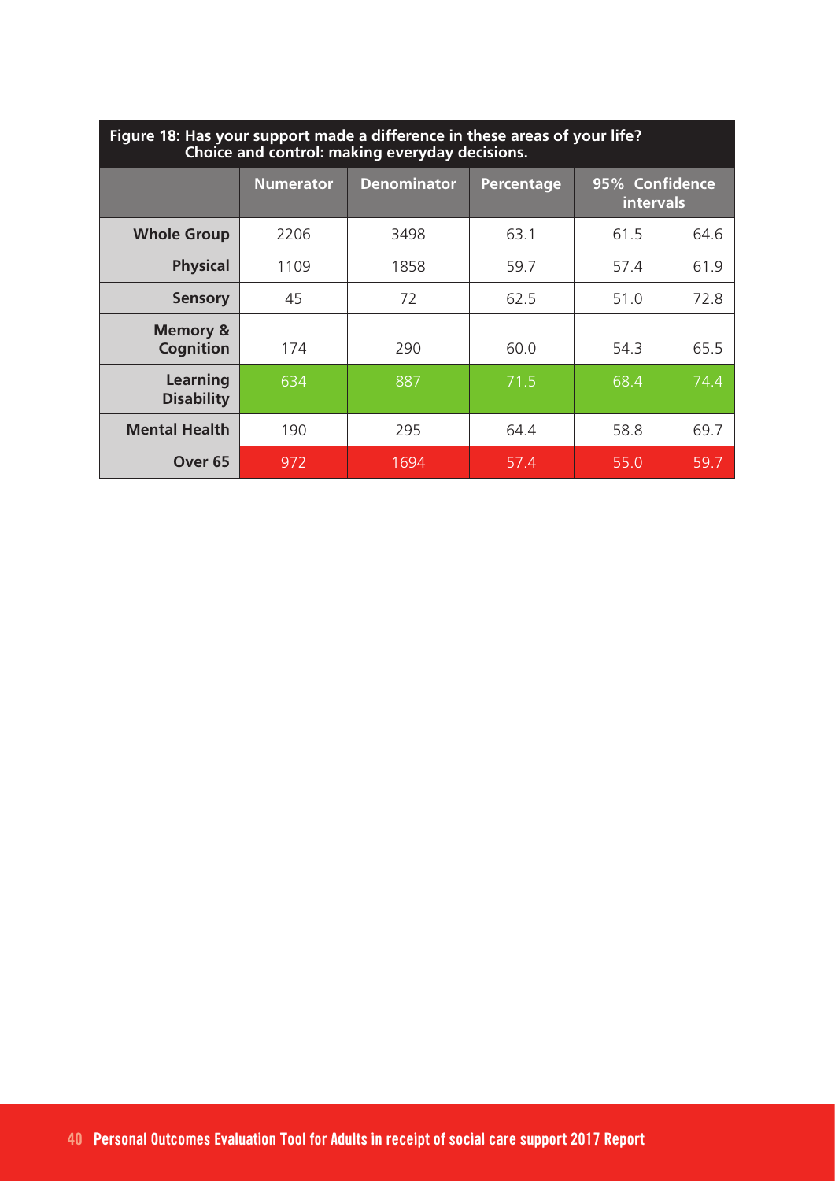| Figure 18: Has your support made a difference in these areas of your life? Choice and control: making everyday decisions. | | | | | |
|---|---|---|---|---|---|
| | **Numerator** | **Denominator** | **Percentage** | **95% Confidence intervals** | |
| **Whole Group** | 2206 | 3498 | 63.1 | 61.5 | 64.6 |
| **Physical** | 1109 | 1858 | 59.7 | 57.4 | 61.9 |
| **Sensory** | 45 | 72 | 62.5 | 51.0 | 72.8 |
| **Memory & Cognition** | 174 | 290 | 60.0 | 54.3 | 65.5 |
| **Learning Disability** | 634 | 887 | 71.5 | 68.4 | 74.4 |
| **Mental Health** | 190 | 295 | 64.4 | 58.8 | 69.7 |
| **Over 65** | 972 | 1694 | 57.4 | 55.0 | 59.7 |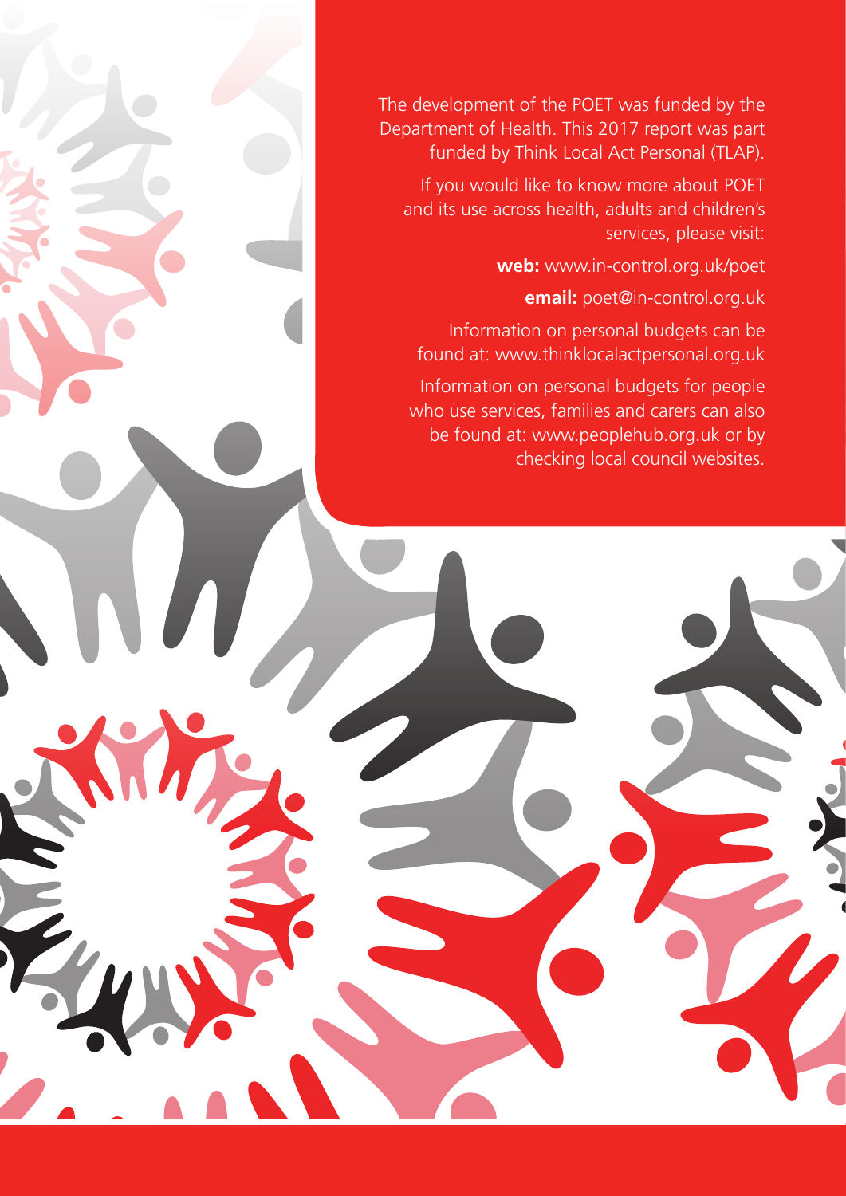The development of the POET was funded by the Department of Health. This 2017 report was part funded by Think Local Act Personal (TLAP).

If you would like to know more about POET and its use across health, adults and children's services, please visit:

**web:** www.in-control.org.uk/poet

**email:** poet@in-control.org.uk

Information on personal budgets can be found at: www.thinklocalactpersonal.org.uk

Information on personal budgets for people who use services, families and carers can also be found at: www.peoplehub.org.uk or by checking local council websites.